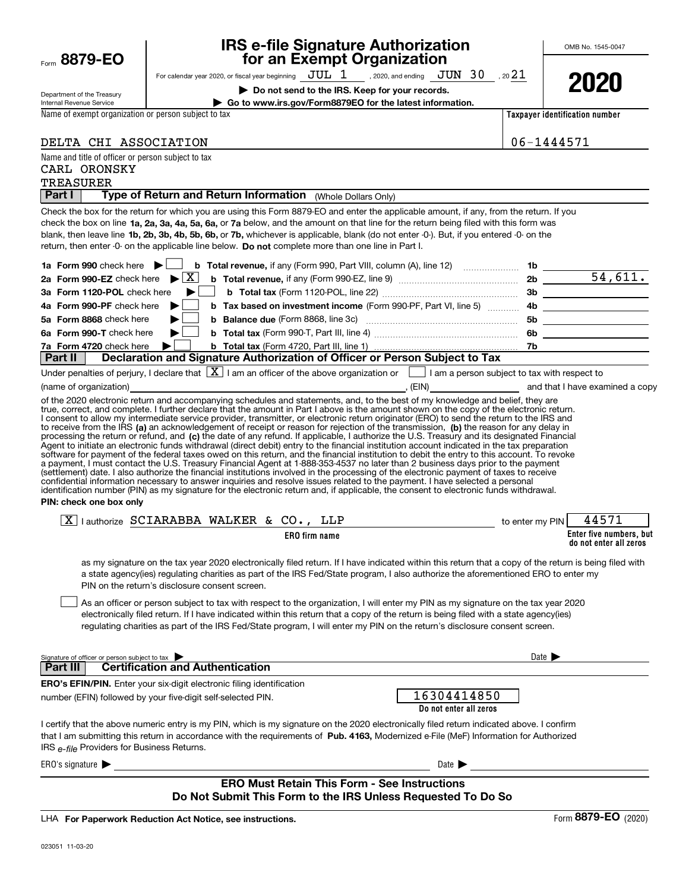Form **8879-EO**

Department of the Treasury
Internal Revenue Service

# IRS e-file Signature Authorization for an Exempt Organization

For calendar year 2020, or fiscal year beginning JUL 1, 2020, and ending JUN 30, 2021

▶ **Do not send to the IRS. Keep for your records.**

▶ **Go to www.irs.gov/Form8879EO for the latest information.**

OMB No. 1545-0047

**2020**

Name of exempt organization or person subject to tax: DELTA CHI ASSOCIATION

**Taxpayer identification number**: 06-1444571

Name and title of officer or person subject to tax:
CARL ORONSKY
TREASURER

## Part I — Type of Return and Return Information (Whole Dollars Only)

Check the box for the return for which you are using this Form 8879-EO and enter the applicable amount, if any, from the return. If you check the box on line **1a, 2a, 3a, 4a, 5a, 6a,** or **7a** below, and the amount on that line for the return being filed with this form was blank, then leave line **1b, 2b, 3b, 4b, 5b, 6b,** or **7b,** whichever is applicable, blank (do not enter -0-). But, if you entered -0- on the return, then enter -0- on the applicable line below. **Do not** complete more than one line in Part I.

| Line | Check | Description | Line | Amount |
|---|---|---|---|---|
| **1a Form 990** check here | ☐ | **b Total revenue,** if any (Form 990, Part VIII, column (A), line 12) | 1b | |
| **2a Form 990-EZ** check here | ☒ | **b Total revenue,** if any (Form 990-EZ, line 9) | 2b | 54,611. |
| **3a Form 1120-POL** check here | ☐ | **b Total tax** (Form 1120-POL, line 22) | 3b | |
| **4a Form 990-PF** check here | ☐ | **b Tax based on investment income** (Form 990-PF, Part VI, line 5) | 4b | |
| **5a Form 8868** check here | ☐ | **b Balance due** (Form 8868, line 3c) | 5b | |
| **6a Form 990-T** check here | ☐ | **b Total tax** (Form 990-T, Part III, line 4) | 6b | |
| **7a Form 4720** check here | ☐ | **b Total tax** (Form 4720, Part III, line 1) | 7b | |

## Part II — Declaration and Signature Authorization of Officer or Person Subject to Tax

Under penalties of perjury, I declare that ☒ I am an officer of the above organization or ☐ I am a person subject to tax with respect to (name of organization) ____________, (EIN) ____________ and that I have examined a copy of the 2020 electronic return and accompanying schedules and statements, and, to the best of my knowledge and belief, they are true, correct, and complete. I further declare that the amount in Part I above is the amount shown on the copy of the electronic return. I consent to allow my intermediate service provider, transmitter, or electronic return originator (ERO) to send the return to the IRS and to receive from the IRS **(a)** an acknowledgement of receipt or reason for rejection of the transmission, **(b)** the reason for any delay in processing the return or refund, and **(c)** the date of any refund. If applicable, I authorize the U.S. Treasury and its designated Financial Agent to initiate an electronic funds withdrawal (direct debit) entry to the financial institution account indicated in the tax preparation software for payment of the federal taxes owed on this return, and the financial institution to debit the entry to this account. To revoke a payment, I must contact the U.S. Treasury Financial Agent at 1-888-353-4537 no later than 2 business days prior to the payment (settlement) date. I also authorize the financial institutions involved in the processing of the electronic payment of taxes to receive confidential information necessary to answer inquiries and resolve issues related to the payment. I have selected a personal identification number (PIN) as my signature for the electronic return and, if applicable, the consent to electronic funds withdrawal.

**PIN: check one box only**

☒ I authorize SCIARABBA WALKER & CO., LLP (**ERO firm name**) to enter my PIN 44571 (**Enter five numbers, but do not enter all zeros**)

as my signature on the tax year 2020 electronically filed return. If I have indicated within this return that a copy of the return is being filed with a state agency(ies) regulating charities as part of the IRS Fed/State program, I also authorize the aforementioned ERO to enter my PIN on the return's disclosure consent screen.

☐ As an officer or person subject to tax with respect to the organization, I will enter my PIN as my signature on the tax year 2020 electronically filed return. If I have indicated within this return that a copy of the return is being filed with a state agency(ies) regulating charities as part of the IRS Fed/State program, I will enter my PIN on the return's disclosure consent screen.

Signature of officer or person subject to tax ▶ ____________ Date ▶ ____________

## Part III — Certification and Authentication

**ERO's EFIN/PIN.** Enter your six-digit electronic filing identification number (EFIN) followed by your five-digit self-selected PIN. 16304414850 (**Do not enter all zeros**)

I certify that the above numeric entry is my PIN, which is my signature on the 2020 electronically filed return indicated above. I confirm that I am submitting this return in accordance with the requirements of **Pub. 4163,** Modernized e-File (MeF) Information for Authorized IRS *e-file* Providers for Business Returns.

ERO's signature ▶ ____________ Date ▶ ____________

**ERO Must Retain This Form - See Instructions**
**Do Not Submit This Form to the IRS Unless Requested To Do So**

LHA **For Paperwork Reduction Act Notice, see instructions.** Form **8879-EO** (2020)

023051 11-03-20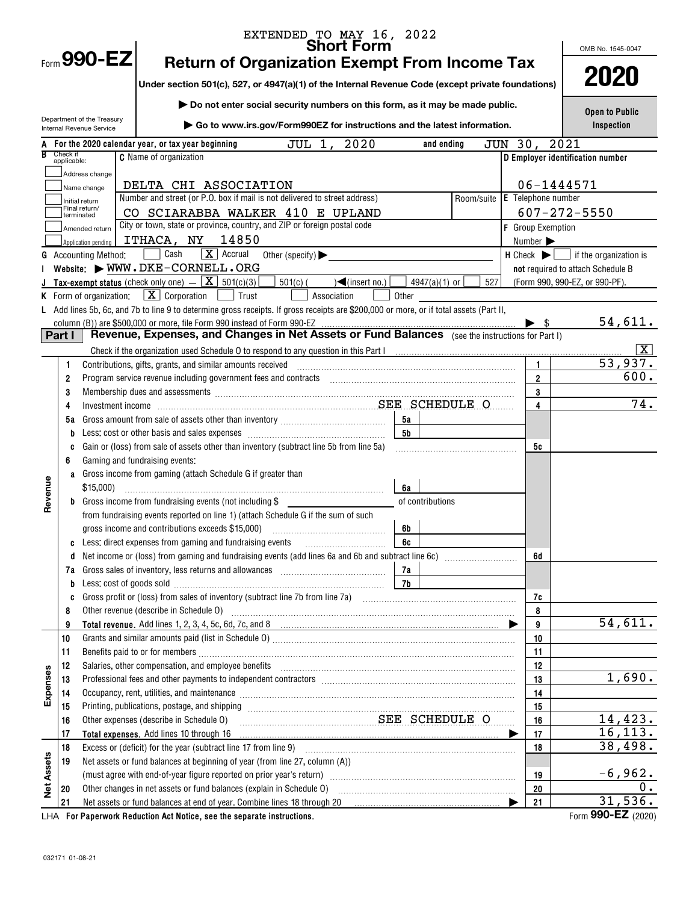EXTENDED TO MAY 16, 2022

# Form 990-EZ — Short Form

## Return of Organization Exempt From Income Tax

**Under section 501(c), 527, or 4947(a)(1) of the Internal Revenue Code (except private foundations)**

▶ Do not enter social security numbers on this form, as it may be made public.

▶ Go to www.irs.gov/Form990EZ for instructions and the latest information.

Department of the Treasury
Internal Revenue Service

OMB No. 1545-0047

**2020**

**Open to Public Inspection**

**A** For the 2020 calendar year, or tax year beginning JUL 1, 2020 and ending JUN 30, 2021

**B** Check if applicable:
- ☐ Address change
- ☐ Name change
- ☐ Initial return
- ☐ Final return/terminated
- ☐ Amended return
- ☐ Application pending

**C** Name of organization: DELTA CHI ASSOCIATION

Number and street (or P.O. box if mail is not delivered to street address): CO SCIARABBA WALKER 410 E UPLAND

Room/suite:

City or town, state or province, country, and ZIP or foreign postal code: ITHACA, NY 14850

**D** Employer identification number: 06-1444571

**E** Telephone number: 607-272-5550

**F** Group Exemption Number ▶

**G** Accounting Method: ☐ Cash ☒ Accrual Other (specify) ▶

**H** Check ▶ ☐ if the organization is **not** required to attach Schedule B (Form 990, 990-EZ, or 990-PF).

**I** Website: ▶ WWW.DKE-CORNELL.ORG

**J** Tax-exempt status (check only one) — ☒ 501(c)(3) ☐ 501(c) ( ) ◀(insert no.) ☐ 4947(a)(1) or ☐ 527

**K** Form of organization: ☒ Corporation ☐ Trust ☐ Association ☐ Other

**L** Add lines 5b, 6c, and 7b to line 9 to determine gross receipts. If gross receipts are $200,000 or more, or if total assets (Part II, column (B)) are $500,000 or more, file Form 990 instead of Form 990-EZ ▶ $ 54,611.

### Part I — Revenue, Expenses, and Changes in Net Assets or Fund Balances (see the instructions for Part I)

Check if the organization used Schedule O to respond to any question in this Part I ☒

| Section | Line | Description | Sub-line | Sub-amount | Line | Amount |
|---|---|---|---|---|---|---|
| Revenue | 1 | Contributions, gifts, grants, and similar amounts received | | | 1 | 53,937. |
| | 2 | Program service revenue including government fees and contracts | | | 2 | 600. |
| | 3 | Membership dues and assessments | | | 3 | |
| | 4 | Investment income SEE SCHEDULE O | | | 4 | 74. |
| | 5a | Gross amount from sale of assets other than inventory | 5a | | | |
| | b | Less: cost or other basis and sales expenses | 5b | | | |
| | c | Gain or (loss) from sale of assets other than inventory (subtract line 5b from line 5a) | | | 5c | |
| | 6 | Gaming and fundraising events: | | | | |
| | a | Gross income from gaming (attach Schedule G if greater than $15,000) | 6a | | | |
| | b | Gross income from fundraising events (not including $ ______ of contributions from fundraising events reported on line 1) (attach Schedule G if the sum of such gross income and contributions exceeds $15,000) | 6b | | | |
| | c | Less: direct expenses from gaming and fundraising events | 6c | | | |
| | d | Net income or (loss) from gaming and fundraising events (add lines 6a and 6b and subtract line 6c) | | | 6d | |
| | 7a | Gross sales of inventory, less returns and allowances | 7a | | | |
| | b | Less: cost of goods sold | 7b | | | |
| | c | Gross profit or (loss) from sales of inventory (subtract line 7b from line 7a) | | | 7c | |
| | 8 | Other revenue (describe in Schedule O) | | | 8 | |
| | 9 | **Total revenue.** Add lines 1, 2, 3, 4, 5c, 6d, 7c, and 8 ▶ | | | 9 | 54,611. |
| Expenses | 10 | Grants and similar amounts paid (list in Schedule O) | | | 10 | |
| | 11 | Benefits paid to or for members | | | 11 | |
| | 12 | Salaries, other compensation, and employee benefits | | | 12 | |
| | 13 | Professional fees and other payments to independent contractors | | | 13 | 1,690. |
| | 14 | Occupancy, rent, utilities, and maintenance | | | 14 | |
| | 15 | Printing, publications, postage, and shipping | | | 15 | |
| | 16 | Other expenses (describe in Schedule O) SEE SCHEDULE O | | | 16 | 14,423. |
| | 17 | **Total expenses.** Add lines 10 through 16 ▶ | | | 17 | 16,113. |
| Net Assets | 18 | Excess or (deficit) for the year (subtract line 17 from line 9) | | | 18 | 38,498. |
| | 19 | Net assets or fund balances at beginning of year (from line 27, column (A)) (must agree with end-of-year figure reported on prior year's return) | | | 19 | -6,962. |
| | 20 | Other changes in net assets or fund balances (explain in Schedule O) | | | 20 | 0. |
| | 21 | Net assets or fund balances at end of year. Combine lines 18 through 20 ▶ | | | 21 | 31,536. |

LHA For Paperwork Reduction Act Notice, see the separate instructions. Form **990-EZ** (2020)

032171 01-08-21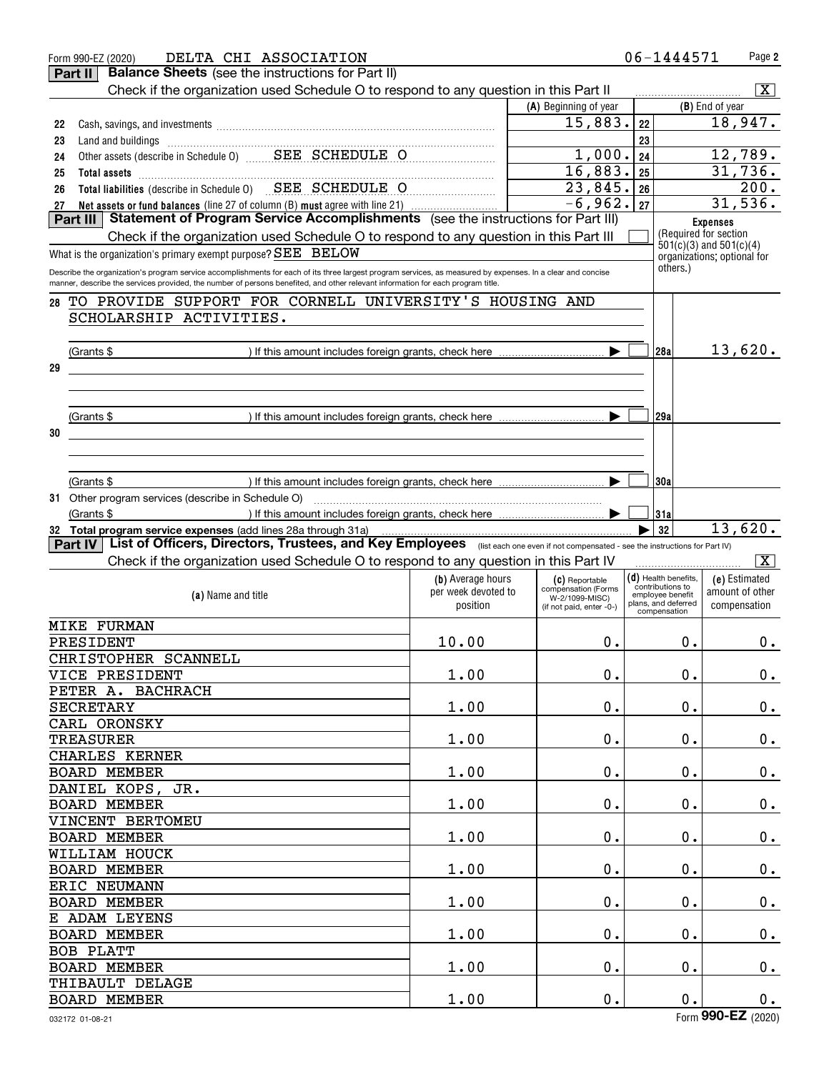Form 990-EZ (2020) DELTA CHI ASSOCIATION 06-1444571

## Part II Balance Sheets (see the instructions for Part II)

Check if the organization used Schedule O to respond to any question in this Part II [X]

| | | (A) Beginning of year | | (B) End of year |
|---|---|---|---|---|
| 22 | Cash, savings, and investments | 15,883. | 22 | 18,947. |
| 23 | Land and buildings | | 23 | |
| 24 | Other assets (describe in Schedule O) SEE SCHEDULE O | 1,000. | 24 | 12,789. |
| 25 | **Total assets** | 16,883. | 25 | 31,736. |
| 26 | **Total liabilities** (describe in Schedule O) SEE SCHEDULE O | 23,845. | 26 | 200. |
| 27 | **Net assets or fund balances** (line 27 of column (B) **must** agree with line 21) | -6,962. | 27 | 31,536. |

## Part III Statement of Program Service Accomplishments (see the instructions for Part III)

Check if the organization used Schedule O to respond to any question in this Part III [ ]

**Expenses** (Required for section 501(c)(3) and 501(c)(4) organizations; optional for others.)

What is the organization's primary exempt purpose? SEE BELOW

Describe the organization's program service accomplishments for each of its three largest program services, as measured by expenses. In a clear and concise manner, describe the services provided, the number of persons benefited, and other relevant information for each program title.

| | | | |
|---|---|---|---|
| 28 | TO PROVIDE SUPPORT FOR CORNELL UNIVERSITY'S HOUSING AND SCHOLARSHIP ACTIVITIES. (Grants $ ) If this amount includes foreign grants, check here [ ] | 28a | 13,620. |
| 29 | (Grants $ ) If this amount includes foreign grants, check here [ ] | 29a | |
| 30 | (Grants $ ) If this amount includes foreign grants, check here [ ] | 30a | |
| 31 | Other program services (describe in Schedule O) (Grants $ ) If this amount includes foreign grants, check here [ ] | 31a | |
| 32 | **Total program service expenses** (add lines 28a through 31a) | 32 | 13,620. |

## Part IV List of Officers, Directors, Trustees, and Key Employees (list each one even if not compensated - see the instructions for Part IV)

Check if the organization used Schedule O to respond to any question in this Part IV [X]

| (a) Name and title | (b) Average hours per week devoted to position | (c) Reportable compensation (Forms W-2/1099-MISC) (if not paid, enter -0-) | (d) Health benefits, contributions to employee benefit plans, and deferred compensation | (e) Estimated amount of other compensation |
|---|---|---|---|---|
| MIKE FURMAN PRESIDENT | 10.00 | 0. | 0. | 0. |
| CHRISTOPHER SCANNELL VICE PRESIDENT | 1.00 | 0. | 0. | 0. |
| PETER A. BACHRACH SECRETARY | 1.00 | 0. | 0. | 0. |
| CARL ORONSKY TREASURER | 1.00 | 0. | 0. | 0. |
| CHARLES KERNER BOARD MEMBER | 1.00 | 0. | 0. | 0. |
| DANIEL KOPS, JR. BOARD MEMBER | 1.00 | 0. | 0. | 0. |
| VINCENT BERTOMEU BOARD MEMBER | 1.00 | 0. | 0. | 0. |
| WILLIAM HOUCK BOARD MEMBER | 1.00 | 0. | 0. | 0. |
| ERIC NEUMANN BOARD MEMBER | 1.00 | 0. | 0. | 0. |
| E ADAM LEYENS BOARD MEMBER | 1.00 | 0. | 0. | 0. |
| BOB PLATT BOARD MEMBER | 1.00 | 0. | 0. | 0. |
| THIBAULT DELAGE BOARD MEMBER | 1.00 | 0. | 0. | 0. |

032172 01-08-21 Form **990-EZ** (2020)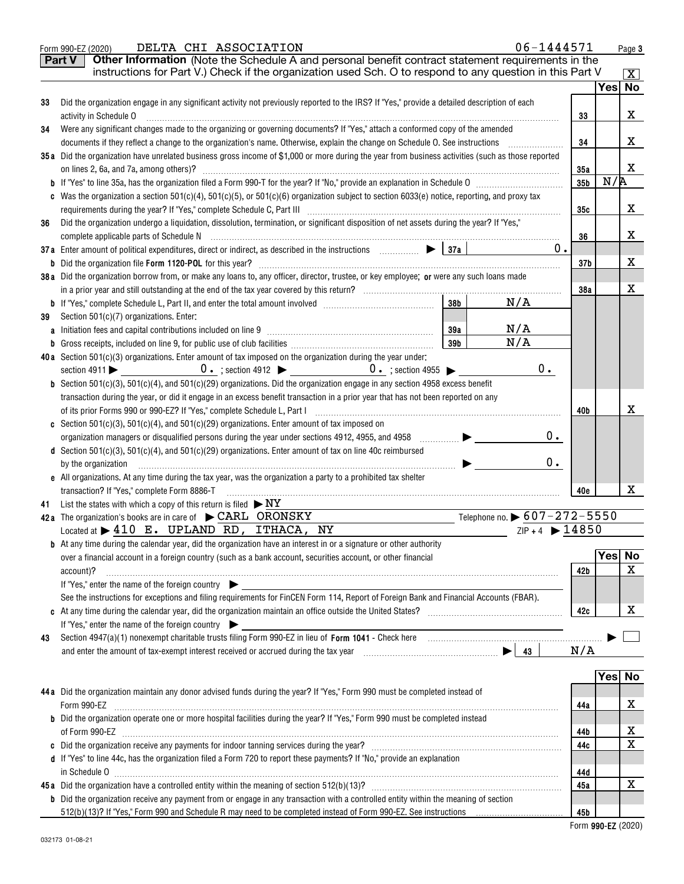Form 990-EZ (2020) DELTA CHI ASSOCIATION 06-1444571 Page 3

**Part V** **Other Information** (Note the Schedule A and personal benefit contract statement requirements in the instructions for Part V.) Check if the organization used Sch. O to respond to any question in this Part V [X]

| | | | Yes | No |
|---|---|---|---|---|
| 33 | Did the organization engage in any significant activity not previously reported to the IRS? If "Yes," provide a detailed description of each activity in Schedule O | 33 | | X |
| 34 | Were any significant changes made to the organizing or governing documents? If "Yes," attach a conformed copy of the amended documents if they reflect a change to the organization's name. Otherwise, explain the change on Schedule O. See instructions | 34 | | X |
| 35a | Did the organization have unrelated business gross income of $1,000 or more during the year from business activities (such as those reported on lines 2, 6a, and 7a, among others)? | 35a | | X |
| b | If "Yes" to line 35a, has the organization filed a Form 990-T for the year? If "No," provide an explanation in Schedule O | 35b | N/A | |
| c | Was the organization a section 501(c)(4), 501(c)(5), or 501(c)(6) organization subject to section 6033(e) notice, reporting, and proxy tax requirements during the year? If "Yes," complete Schedule C, Part III | 35c | | X |
| 36 | Did the organization undergo a liquidation, dissolution, termination, or significant disposition of net assets during the year? If "Yes," complete applicable parts of Schedule N | 36 | | X |
| 37a | Enter amount of political expenditures, direct or indirect, as described in the instructions ▶ 37a 0. | | | |
| b | Did the organization file Form 1120-POL for this year? | 37b | | X |
| 38a | Did the organization borrow from, or make any loans to, any officer, director, trustee, or key employee; or were any such loans made in a prior year and still outstanding at the end of the tax year covered by this return? | 38a | | X |
| b | If "Yes," complete Schedule L, Part II, and enter the total amount involved 38b N/A | | | |
| 39 | Section 501(c)(7) organizations. Enter: | | | |
| a | Initiation fees and capital contributions included on line 9 39a N/A | | | |
| b | Gross receipts, included on line 9, for public use of club facilities 39b N/A | | | |
| 40a | Section 501(c)(3) organizations. Enter amount of tax imposed on the organization during the year under: section 4911 ▶ 0. ; section 4912 ▶ 0. ; section 4955 ▶ 0. | | | |
| b | Section 501(c)(3), 501(c)(4), and 501(c)(29) organizations. Did the organization engage in any section 4958 excess benefit transaction during the year, or did it engage in an excess benefit transaction in a prior year that has not been reported on any of its prior Forms 990 or 990-EZ? If "Yes," complete Schedule L, Part I | 40b | | X |
| c | Section 501(c)(3), 501(c)(4), and 501(c)(29) organizations. Enter amount of tax imposed on organization managers or disqualified persons during the year under sections 4912, 4955, and 4958 ▶ 0. | | | |
| d | Section 501(c)(3), 501(c)(4), and 501(c)(29) organizations. Enter amount of tax on line 40c reimbursed by the organization ▶ 0. | | | |
| e | All organizations. At any time during the tax year, was the organization a party to a prohibited tax shelter transaction? If "Yes," complete Form 8886-T | 40e | | X |

41 List the states with which a copy of this return is filed ▶ NY

42a The organization's books are in care of ▶ CARL ORONSKY Telephone no. ▶ 607-272-5550
Located at ▶ 410 E. UPLAND RD, ITHACA, NY ZIP + 4 ▶ 14850

| | | | Yes | No |
|---|---|---|---|---|
| b | At any time during the calendar year, did the organization have an interest in or a signature or other authority over a financial account in a foreign country (such as a bank account, securities account, or other financial account)? If "Yes," enter the name of the foreign country ▶ See the instructions for exceptions and filing requirements for FinCEN Form 114, Report of Foreign Bank and Financial Accounts (FBAR). | 42b | | X |
| c | At any time during the calendar year, did the organization maintain an office outside the United States? If "Yes," enter the name of the foreign country ▶ | 42c | | X |
| 43 | Section 4947(a)(1) nonexempt charitable trusts filing Form 990-EZ in lieu of Form 1041 - Check here ▶ [ ] and enter the amount of tax-exempt interest received or accrued during the tax year ▶ 43 | N/A | | |

| | | | Yes | No |
|---|---|---|---|---|
| 44a | Did the organization maintain any donor advised funds during the year? If "Yes," Form 990 must be completed instead of Form 990-EZ | 44a | | X |
| b | Did the organization operate one or more hospital facilities during the year? If "Yes," Form 990 must be completed instead of Form 990-EZ | 44b | | X |
| c | Did the organization receive any payments for indoor tanning services during the year? | 44c | | X |
| d | If "Yes" to line 44c, has the organization filed a Form 720 to report these payments? If "No," provide an explanation in Schedule O | 44d | | |
| 45a | Did the organization have a controlled entity within the meaning of section 512(b)(13)? | 45a | | X |
| b | Did the organization receive any payment from or engage in any transaction with a controlled entity within the meaning of section 512(b)(13)? If "Yes," Form 990 and Schedule R may need to be completed instead of Form 990-EZ. See instructions | 45b | | |

032173 01-08-21 Form 990-EZ (2020)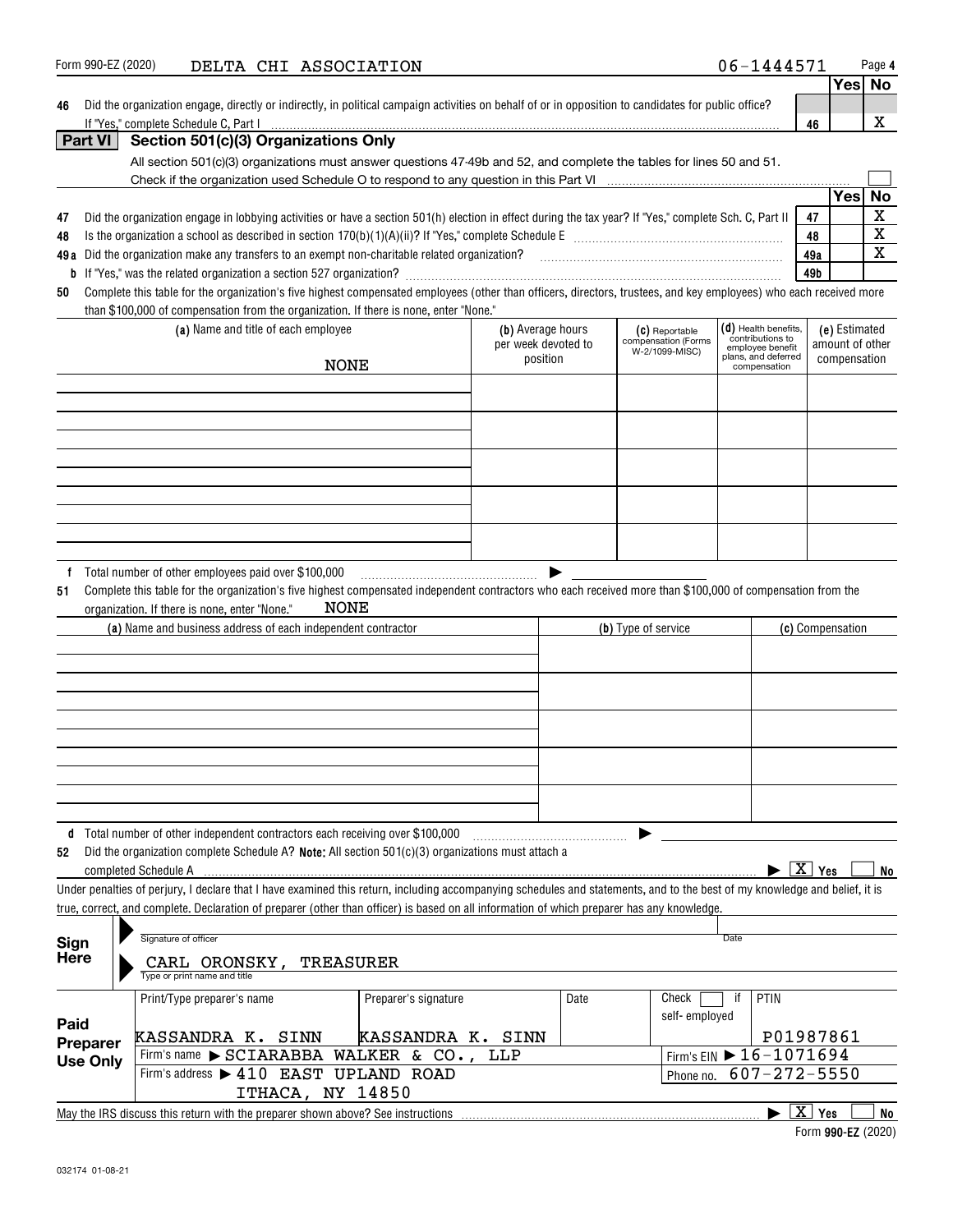Form 990-EZ (2020) DELTA CHI ASSOCIATION 06-1444571

| | | | Yes | No |
|---|---|---|---|---|
| 46 | Did the organization engage, directly or indirectly, in political campaign activities on behalf of or in opposition to candidates for public office? If "Yes," complete Schedule C, Part I | 46 | | X |

## Part VI Section 501(c)(3) Organizations Only

All section 501(c)(3) organizations must answer questions 47-49b and 52, and complete the tables for lines 50 and 51.

Check if the organization used Schedule O to respond to any question in this Part VI ☐

| | | | Yes | No |
|---|---|---|---|---|
| 47 | Did the organization engage in lobbying activities or have a section 501(h) election in effect during the tax year? If "Yes," complete Sch. C, Part II | 47 | | X |
| 48 | Is the organization a school as described in section 170(b)(1)(A)(ii)? If "Yes," complete Schedule E | 48 | | X |
| 49a | Did the organization make any transfers to an exempt non-charitable related organization? | 49a | | X |
| b | If "Yes," was the related organization a section 527 organization? | 49b | | |

**50** Complete this table for the organization's five highest compensated employees (other than officers, directors, trustees, and key employees) who each received more than $100,000 of compensation from the organization. If there is none, enter "None."

| (a) Name and title of each employee | (b) Average hours per week devoted to position | (c) Reportable compensation (Forms W-2/1099-MISC) | (d) Health benefits, contributions to employee benefit plans, and deferred compensation | (e) Estimated amount of other compensation |
|---|---|---|---|---|
| NONE | | | | |
| | | | | |
| | | | | |
| | | | | |
| | | | | |

**f** Total number of other employees paid over $100,000 ▶

**51** Complete this table for the organization's five highest compensated independent contractors who each received more than $100,000 of compensation from the organization. If there is none, enter "None." NONE

| (a) Name and business address of each independent contractor | (b) Type of service | (c) Compensation |
|---|---|---|
| | | |
| | | |
| | | |
| | | |
| | | |

**d** Total number of other independent contractors each receiving over $100,000 ▶

**52** Did the organization complete Schedule A? **Note:** All section 501(c)(3) organizations must attach a completed Schedule A ▶ [X] Yes ☐ No

Under penalties of perjury, I declare that I have examined this return, including accompanying schedules and statements, and to the best of my knowledge and belief, it is true, correct, and complete. Declaration of preparer (other than officer) is based on all information of which preparer has any knowledge.

**Sign Here**

Signature of officer | Date

CARL ORONSKY, TREASURER
Type or print name and title

**Paid Preparer Use Only**

| Print/Type preparer's name | Preparer's signature | Date | Check ☐ if self-employed | PTIN |
|---|---|---|---|---|
| KASSANDRA K. SINN | KASSANDRA K. SINN | | | P01987861 |

Firm's name ▶ SCIARABBA WALKER & CO., LLP — Firm's EIN ▶ 16-1071694

Firm's address ▶ 410 EAST UPLAND ROAD, ITHACA, NY 14850 — Phone no. 607-272-5550

May the IRS discuss this return with the preparer shown above? See instructions ▶ [X] Yes ☐ No

Form **990-EZ** (2020)

032174 01-08-21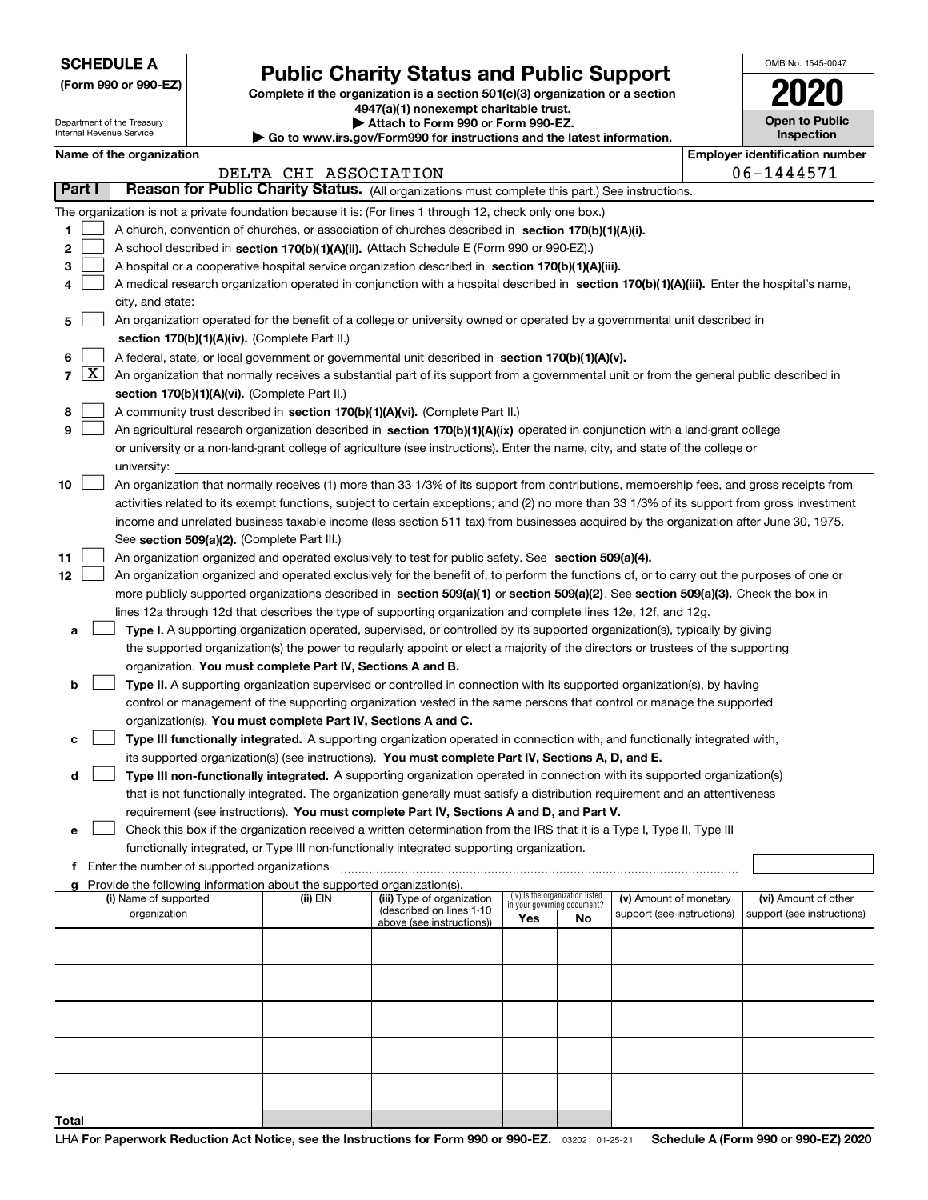**SCHEDULE A**
**(Form 990 or 990-EZ)**

Department of the Treasury
Internal Revenue Service

# Public Charity Status and Public Support

**Complete if the organization is a section 501(c)(3) organization or a section 4947(a)(1) nonexempt charitable trust.**
**▶ Attach to Form 990 or Form 990-EZ.**
**▶ Go to www.irs.gov/Form990 for instructions and the latest information.**

OMB No. 1545-0047

**2020**

**Open to Public Inspection**

**Name of the organization:** DELTA CHI ASSOCIATION
**Employer identification number:** 06-1444571

**Part I — Reason for Public Charity Status.** (All organizations must complete this part.) See instructions.

The organization is not a private foundation because it is: (For lines 1 through 12, check only one box.)

1. [ ] A church, convention of churches, or association of churches described in **section 170(b)(1)(A)(i).**
2. [ ] A school described in **section 170(b)(1)(A)(ii).** (Attach Schedule E (Form 990 or 990-EZ).)
3. [ ] A hospital or a cooperative hospital service organization described in **section 170(b)(1)(A)(iii).**
4. [ ] A medical research organization operated in conjunction with a hospital described in **section 170(b)(1)(A)(iii).** Enter the hospital's name, city, and state:
5. [ ] An organization operated for the benefit of a college or university owned or operated by a governmental unit described in **section 170(b)(1)(A)(iv).** (Complete Part II.)
6. [ ] A federal, state, or local government or governmental unit described in **section 170(b)(1)(A)(v).**
7. [X] An organization that normally receives a substantial part of its support from a governmental unit or from the general public described in **section 170(b)(1)(A)(vi).** (Complete Part II.)
8. [ ] A community trust described in **section 170(b)(1)(A)(vi).** (Complete Part II.)
9. [ ] An agricultural research organization described in **section 170(b)(1)(A)(ix)** operated in conjunction with a land-grant college or university or a non-land-grant college of agriculture (see instructions). Enter the name, city, and state of the college or university:
10. [ ] An organization that normally receives (1) more than 33 1/3% of its support from contributions, membership fees, and gross receipts from activities related to its exempt functions, subject to certain exceptions; and (2) no more than 33 1/3% of its support from gross investment income and unrelated business taxable income (less section 511 tax) from businesses acquired by the organization after June 30, 1975. See **section 509(a)(2).** (Complete Part III.)
11. [ ] An organization organized and operated exclusively to test for public safety. See **section 509(a)(4).**
12. [ ] An organization organized and operated exclusively for the benefit of, to perform the functions of, or to carry out the purposes of one or more publicly supported organizations described in **section 509(a)(1)** or **section 509(a)(2)**. See **section 509(a)(3).** Check the box in lines 12a through 12d that describes the type of supporting organization and complete lines 12e, 12f, and 12g.
   - **a** [ ] **Type I.** A supporting organization operated, supervised, or controlled by its supported organization(s), typically by giving the supported organization(s) the power to regularly appoint or elect a majority of the directors or trustees of the supporting organization. **You must complete Part IV, Sections A and B.**
   - **b** [ ] **Type II.** A supporting organization supervised or controlled in connection with its supported organization(s), by having control or management of the supporting organization vested in the same persons that control or manage the supported organization(s). **You must complete Part IV, Sections A and C.**
   - **c** [ ] **Type III functionally integrated.** A supporting organization operated in connection with, and functionally integrated with, its supported organization(s) (see instructions). **You must complete Part IV, Sections A, D, and E.**
   - **d** [ ] **Type III non-functionally integrated.** A supporting organization operated in connection with its supported organization(s) that is not functionally integrated. The organization generally must satisfy a distribution requirement and an attentiveness requirement (see instructions). **You must complete Part IV, Sections A and D, and Part V.**
   - **e** [ ] Check this box if the organization received a written determination from the IRS that it is a Type I, Type II, Type III functionally integrated, or Type III non-functionally integrated supporting organization.
   - **f** Enter the number of supported organizations
   - **g** Provide the following information about the supported organization(s).

| (i) Name of supported organization | (ii) EIN | (iii) Type of organization (described on lines 1-10 above (see instructions)) | (iv) Is the organization listed in your governing document? Yes | No | (v) Amount of monetary support (see instructions) | (vi) Amount of other support (see instructions) |
|---|---|---|---|---|---|---|
| | | | | | | |
| | | | | | | |
| | | | | | | |
| | | | | | | |
| | | | | | | |
| **Total** | | | | | | |

LHA **For Paperwork Reduction Act Notice, see the Instructions for Form 990 or 990-EZ.** 032021 01-25-21 **Schedule A (Form 990 or 990-EZ) 2020**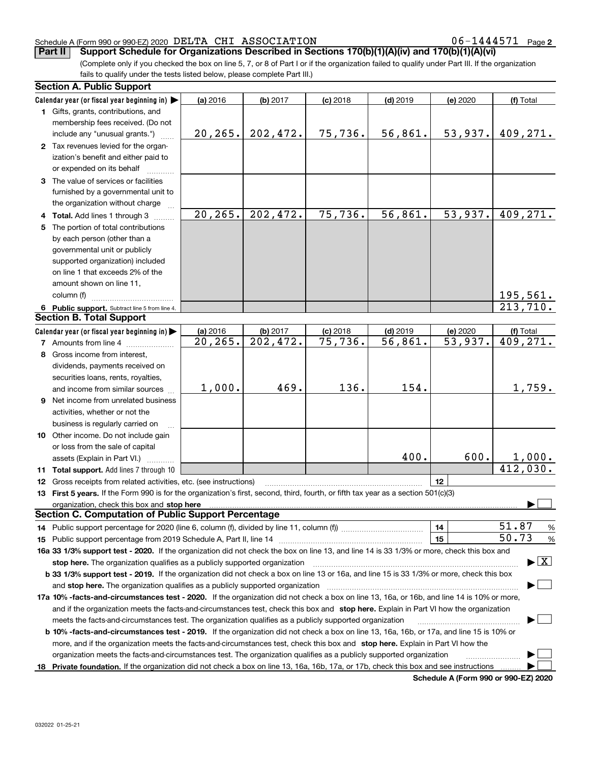Schedule A (Form 990 or 990-EZ) 2020 DELTA CHI ASSOCIATION 06-1444571 Page 2

## Part II Support Schedule for Organizations Described in Sections 170(b)(1)(A)(iv) and 170(b)(1)(A)(vi)

(Complete only if you checked the box on line 5, 7, or 8 of Part I or if the organization failed to qualify under Part III. If the organization fails to qualify under the tests listed below, please complete Part III.)

### Section A. Public Support

| Calendar year (or fiscal year beginning in) ▶ | (a) 2016 | (b) 2017 | (c) 2018 | (d) 2019 | (e) 2020 | (f) Total |
|---|---|---|---|---|---|---|
| 1 Gifts, grants, contributions, and membership fees received. (Do not include any "unusual grants.") | 20,265. | 202,472. | 75,736. | 56,861. | 53,937. | 409,271. |
| 2 Tax revenues levied for the organization's benefit and either paid to or expended on its behalf | | | | | | |
| 3 The value of services or facilities furnished by a governmental unit to the organization without charge | | | | | | |
| 4 Total. Add lines 1 through 3 | 20,265. | 202,472. | 75,736. | 56,861. | 53,937. | 409,271. |
| 5 The portion of total contributions by each person (other than a governmental unit or publicly supported organization) included on line 1 that exceeds 2% of the amount shown on line 11, column (f) | | | | | | 195,561. |
| 6 Public support. Subtract line 5 from line 4. | | | | | | 213,710. |

### Section B. Total Support

| Calendar year (or fiscal year beginning in) ▶ | (a) 2016 | (b) 2017 | (c) 2018 | (d) 2019 | (e) 2020 | (f) Total |
|---|---|---|---|---|---|---|
| 7 Amounts from line 4 | 20,265. | 202,472. | 75,736. | 56,861. | 53,937. | 409,271. |
| 8 Gross income from interest, dividends, payments received on securities loans, rents, royalties, and income from similar sources | 1,000. | 469. | 136. | 154. | | 1,759. |
| 9 Net income from unrelated business activities, whether or not the business is regularly carried on | | | | | | |
| 10 Other income. Do not include gain or loss from the sale of capital assets (Explain in Part VI.) | | | | 400. | 600. | 1,000. |
| 11 Total support. Add lines 7 through 10 | | | | | | 412,030. |

12 Gross receipts from related activities, etc. (see instructions) | 12 |

13 **First 5 years.** If the Form 990 is for the organization's first, second, third, fourth, or fifth tax year as a section 501(c)(3) organization, check this box and **stop here** ▶ ☐

### Section C. Computation of Public Support Percentage

14 Public support percentage for 2020 (line 6, column (f), divided by line 11, column (f)) | 14 | 51.87 %

15 Public support percentage from 2019 Schedule A, Part II, line 14 | 15 | 50.73 %

**16a 33 1/3% support test - 2020.** If the organization did not check the box on line 13, and line 14 is 33 1/3% or more, check this box and **stop here.** The organization qualifies as a publicly supported organization ▶ ☒

**b 33 1/3% support test - 2019.** If the organization did not check a box on line 13 or 16a, and line 15 is 33 1/3% or more, check this box and **stop here.** The organization qualifies as a publicly supported organization ▶ ☐

**17a 10% -facts-and-circumstances test - 2020.** If the organization did not check a box on line 13, 16a, or 16b, and line 14 is 10% or more, and if the organization meets the facts-and-circumstances test, check this box and **stop here.** Explain in Part VI how the organization meets the facts-and-circumstances test. The organization qualifies as a publicly supported organization ▶ ☐

**b 10% -facts-and-circumstances test - 2019.** If the organization did not check a box on line 13, 16a, 16b, or 17a, and line 15 is 10% or more, and if the organization meets the facts-and-circumstances test, check this box and **stop here.** Explain in Part VI how the organization meets the facts-and-circumstances test. The organization qualifies as a publicly supported organization ▶ ☐

**18 Private foundation.** If the organization did not check a box on line 13, 16a, 16b, 17a, or 17b, check this box and see instructions ▶ ☐

**Schedule A (Form 990 or 990-EZ) 2020**

032022 01-25-21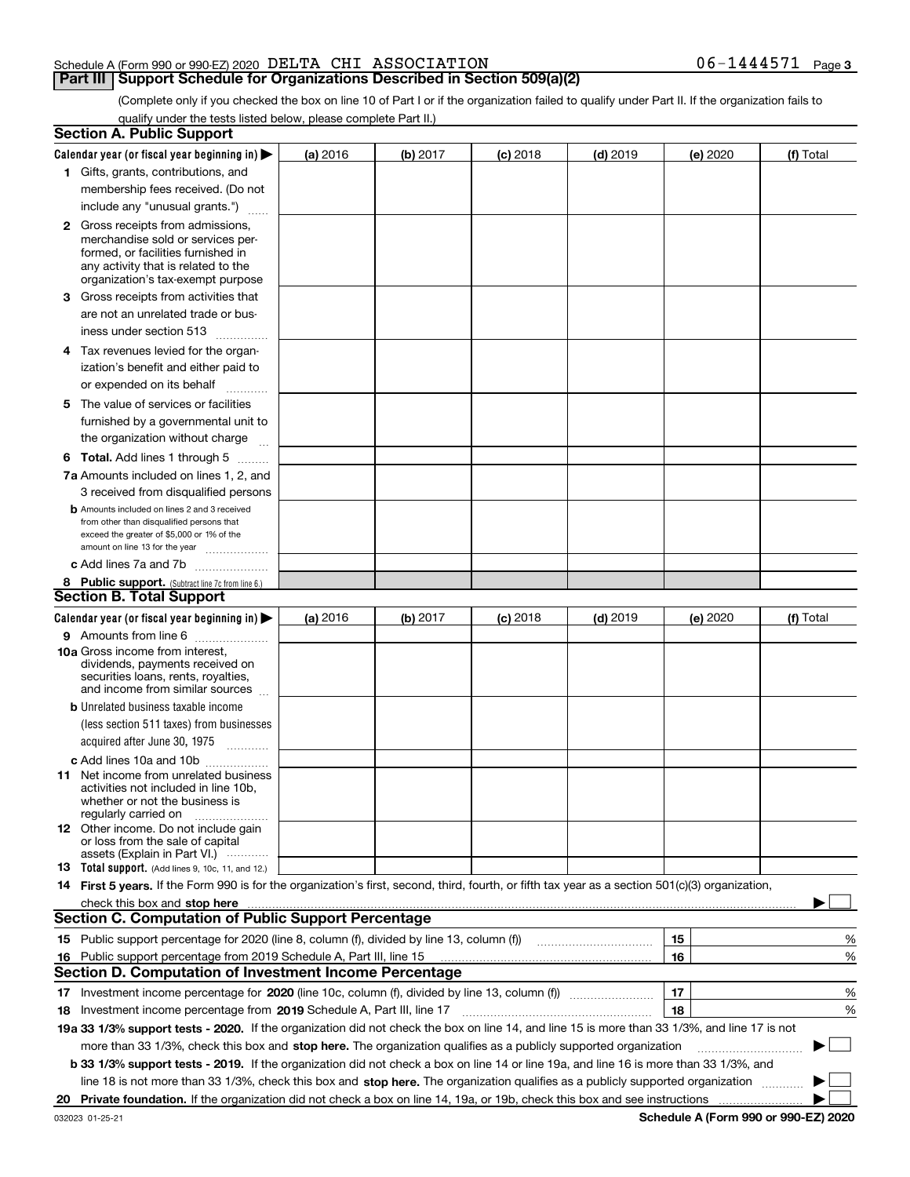Schedule A (Form 990 or 990-EZ) 2020 DELTA CHI ASSOCIATION 06-1444571

## Part III Support Schedule for Organizations Described in Section 509(a)(2)

(Complete only if you checked the box on line 10 of Part I or if the organization failed to qualify under Part II. If the organization fails to qualify under the tests listed below, please complete Part II.)

### Section A. Public Support

| Calendar year (or fiscal year beginning in) ▶ | (a) 2016 | (b) 2017 | (c) 2018 | (d) 2019 | (e) 2020 | (f) Total |
|---|---|---|---|---|---|---|
| 1 Gifts, grants, contributions, and membership fees received. (Do not include any "unusual grants.") | | | | | | |
| 2 Gross receipts from admissions, merchandise sold or services performed, or facilities furnished in any activity that is related to the organization's tax-exempt purpose | | | | | | |
| 3 Gross receipts from activities that are not an unrelated trade or business under section 513 | | | | | | |
| 4 Tax revenues levied for the organization's benefit and either paid to or expended on its behalf | | | | | | |
| 5 The value of services or facilities furnished by a governmental unit to the organization without charge | | | | | | |
| 6 **Total.** Add lines 1 through 5 | | | | | | |
| 7a Amounts included on lines 1, 2, and 3 received from disqualified persons | | | | | | |
| b Amounts included on lines 2 and 3 received from other than disqualified persons that exceed the greater of $5,000 or 1% of the amount on line 13 for the year | | | | | | |
| c Add lines 7a and 7b | | | | | | |
| 8 **Public support.** (Subtract line 7c from line 6.) | | | | | | |

### Section B. Total Support

| Calendar year (or fiscal year beginning in) ▶ | (a) 2016 | (b) 2017 | (c) 2018 | (d) 2019 | (e) 2020 | (f) Total |
|---|---|---|---|---|---|---|
| 9 Amounts from line 6 | | | | | | |
| 10a Gross income from interest, dividends, payments received on securities loans, rents, royalties, and income from similar sources | | | | | | |
| b Unrelated business taxable income (less section 511 taxes) from businesses acquired after June 30, 1975 | | | | | | |
| c Add lines 10a and 10b | | | | | | |
| 11 Net income from unrelated business activities not included in line 10b, whether or not the business is regularly carried on | | | | | | |
| 12 Other income. Do not include gain or loss from the sale of capital assets (Explain in Part VI.) | | | | | | |
| 13 **Total support.** (Add lines 9, 10c, 11, and 12.) | | | | | | |

14 **First 5 years.** If the Form 990 is for the organization's first, second, third, fourth, or fifth tax year as a section 501(c)(3) organization, check this box and **stop here** ▶ ☐

### Section C. Computation of Public Support Percentage

| | | | |
|---|---|---|---|
| 15 | Public support percentage for 2020 (line 8, column (f), divided by line 13, column (f)) | 15 | % |
| 16 | Public support percentage from 2019 Schedule A, Part III, line 15 | 16 | % |

### Section D. Computation of Investment Income Percentage

| | | | |
|---|---|---|---|
| 17 | Investment income percentage for **2020** (line 10c, column (f), divided by line 13, column (f)) | 17 | % |
| 18 | Investment income percentage from **2019** Schedule A, Part III, line 17 | 18 | % |

**19a 33 1/3% support tests - 2020.** If the organization did not check the box on line 14, and line 15 is more than 33 1/3%, and line 17 is not more than 33 1/3%, check this box and **stop here.** The organization qualifies as a publicly supported organization ▶ ☐

**b 33 1/3% support tests - 2019.** If the organization did not check a box on line 14 or line 19a, and line 16 is more than 33 1/3%, and line 18 is not more than 33 1/3%, check this box and **stop here.** The organization qualifies as a publicly supported organization ▶ ☐

**20 Private foundation.** If the organization did not check a box on line 14, 19a, or 19b, check this box and see instructions ▶ ☐

032023 01-25-21 **Schedule A (Form 990 or 990-EZ) 2020**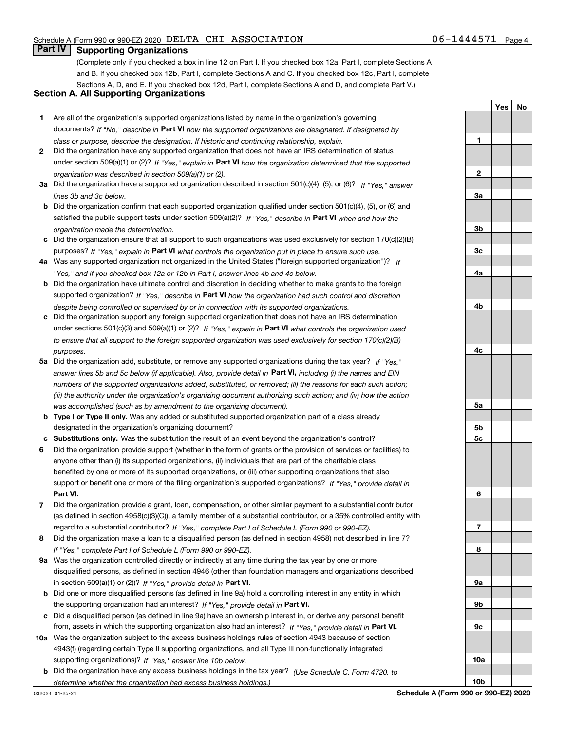Schedule A (Form 990 or 990-EZ) 2020 DELTA CHI ASSOCIATION 06-1444571 Page 4

## Part IV Supporting Organizations

(Complete only if you checked a box in line 12 on Part I. If you checked box 12a, Part I, complete Sections A and B. If you checked box 12b, Part I, complete Sections A and C. If you checked box 12c, Part I, complete Sections A, D, and E. If you checked box 12d, Part I, complete Sections A and D, and complete Part V.)

### Section A. All Supporting Organizations

| | | | Yes | No |
|---|---|---|---|---|
| **1** | Are all of the organization's supported organizations listed by name in the organization's governing documents? *If "No," describe in* **Part VI** *how the supported organizations are designated. If designated by class or purpose, describe the designation. If historic and continuing relationship, explain.* | **1** | | |
| **2** | Did the organization have any supported organization that does not have an IRS determination of status under section 509(a)(1) or (2)? *If "Yes," explain in* **Part VI** *how the organization determined that the supported organization was described in section 509(a)(1) or (2).* | **2** | | |
| **3a** | Did the organization have a supported organization described in section 501(c)(4), (5), or (6)? *If "Yes," answer lines 3b and 3c below.* | **3a** | | |
| **b** | Did the organization confirm that each supported organization qualified under section 501(c)(4), (5), or (6) and satisfied the public support tests under section 509(a)(2)? *If "Yes," describe in* **Part VI** *when and how the organization made the determination.* | **3b** | | |
| **c** | Did the organization ensure that all support to such organizations was used exclusively for section 170(c)(2)(B) purposes? *If "Yes," explain in* **Part VI** *what controls the organization put in place to ensure such use.* | **3c** | | |
| **4a** | Was any supported organization not organized in the United States ("foreign supported organization")? *If "Yes," and if you checked box 12a or 12b in Part I, answer lines 4b and 4c below.* | **4a** | | |
| **b** | Did the organization have ultimate control and discretion in deciding whether to make grants to the foreign supported organization? *If "Yes," describe in* **Part VI** *how the organization had such control and discretion despite being controlled or supervised by or in connection with its supported organizations.* | **4b** | | |
| **c** | Did the organization support any foreign supported organization that does not have an IRS determination under sections 501(c)(3) and 509(a)(1) or (2)? *If "Yes," explain in* **Part VI** *what controls the organization used to ensure that all support to the foreign supported organization was used exclusively for section 170(c)(2)(B) purposes.* | **4c** | | |
| **5a** | Did the organization add, substitute, or remove any supported organizations during the tax year? *If "Yes," answer lines 5b and 5c below (if applicable). Also, provide detail in* **Part VI,** *including (i) the names and EIN numbers of the supported organizations added, substituted, or removed; (ii) the reasons for each such action; (iii) the authority under the organization's organizing document authorizing such action; and (iv) how the action was accomplished (such as by amendment to the organizing document).* | **5a** | | |
| **b** | **Type I or Type II only.** Was any added or substituted supported organization part of a class already designated in the organization's organizing document? | **5b** | | |
| **c** | **Substitutions only.** Was the substitution the result of an event beyond the organization's control? | **5c** | | |
| **6** | Did the organization provide support (whether in the form of grants or the provision of services or facilities) to anyone other than (i) its supported organizations, (ii) individuals that are part of the charitable class benefited by one or more of its supported organizations, or (iii) other supporting organizations that also support or benefit one or more of the filing organization's supported organizations? *If "Yes," provide detail in* **Part VI.** | **6** | | |
| **7** | Did the organization provide a grant, loan, compensation, or other similar payment to a substantial contributor (as defined in section 4958(c)(3)(C)), a family member of a substantial contributor, or a 35% controlled entity with regard to a substantial contributor? *If "Yes," complete Part I of Schedule L (Form 990 or 990-EZ).* | **7** | | |
| **8** | Did the organization make a loan to a disqualified person (as defined in section 4958) not described in line 7? *If "Yes," complete Part I of Schedule L (Form 990 or 990-EZ).* | **8** | | |
| **9a** | Was the organization controlled directly or indirectly at any time during the tax year by one or more disqualified persons, as defined in section 4946 (other than foundation managers and organizations described in section 509(a)(1) or (2))? *If "Yes," provide detail in* **Part VI.** | **9a** | | |
| **b** | Did one or more disqualified persons (as defined in line 9a) hold a controlling interest in any entity in which the supporting organization had an interest? *If "Yes," provide detail in* **Part VI.** | **9b** | | |
| **c** | Did a disqualified person (as defined in line 9a) have an ownership interest in, or derive any personal benefit from, assets in which the supporting organization also had an interest? *If "Yes," provide detail in* **Part VI.** | **9c** | | |
| **10a** | Was the organization subject to the excess business holdings rules of section 4943 because of section 4943(f) (regarding certain Type II supporting organizations, and all Type III non-functionally integrated supporting organizations)? *If "Yes," answer line 10b below.* | **10a** | | |
| **b** | Did the organization have any excess business holdings in the tax year? *(Use Schedule C, Form 4720, to determine whether the organization had excess business holdings.)* | **10b** | | |

032024 01-25-21 **Schedule A (Form 990 or 990-EZ) 2020**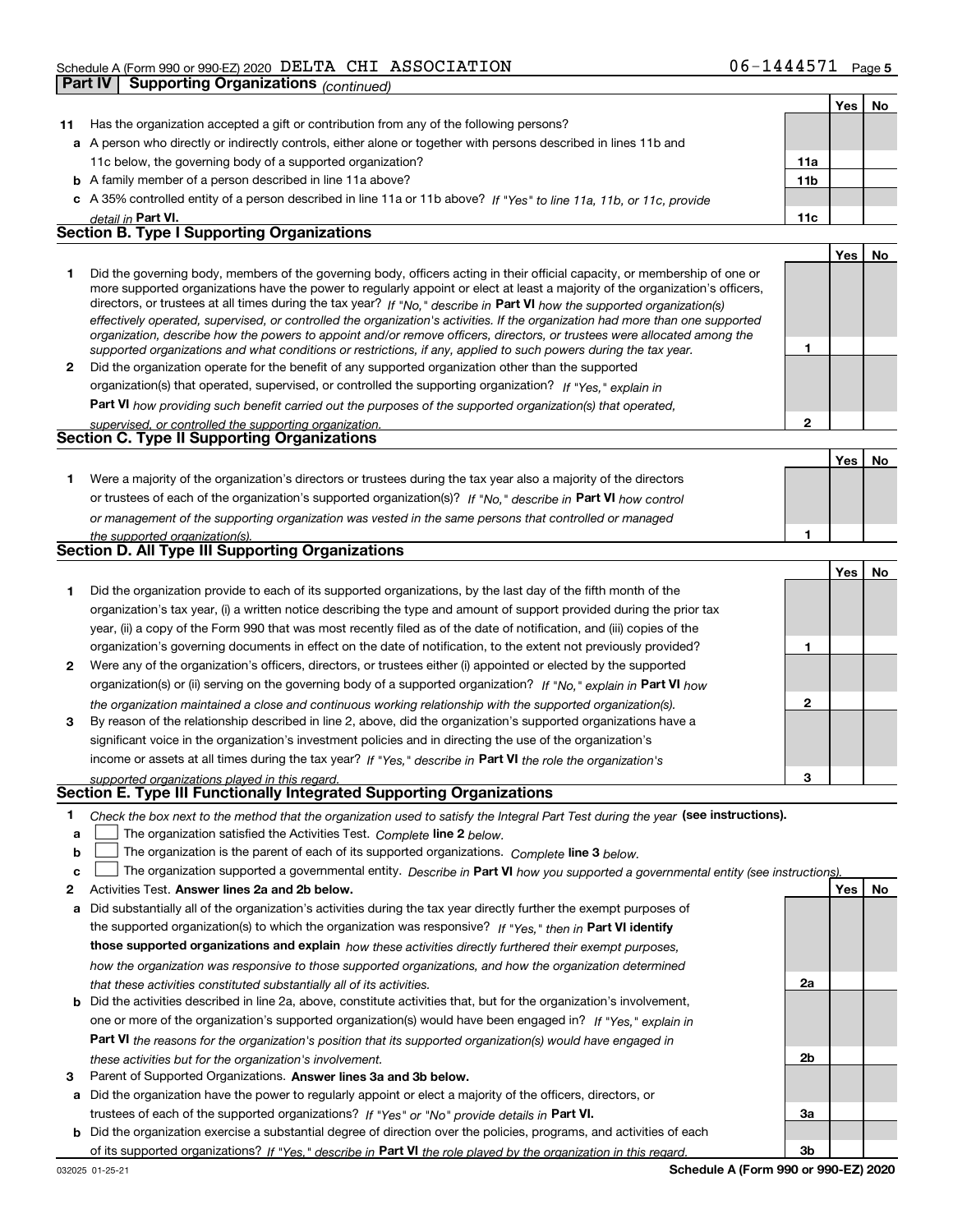Schedule A (Form 990 or 990-EZ) 2020 DELTA CHI ASSOCIATION 06-1444571 Page 5

**Part IV | Supporting Organizations** *(continued)*

| | | | Yes | No |
|---|---|---|---|---|
| **11** | Has the organization accepted a gift or contribution from any of the following persons? | | | |
| **a** | A person who directly or indirectly controls, either alone or together with persons described in lines 11b and 11c below, the governing body of a supported organization? | **11a** | | |
| **b** | A family member of a person described in line 11a above? | **11b** | | |
| **c** | A 35% controlled entity of a person described in line 11a or 11b above? *If "Yes" to line 11a, 11b, or 11c, provide detail in* **Part VI.** | **11c** | | |

## Section B. Type I Supporting Organizations

| | | | Yes | No |
|---|---|---|---|---|
| **1** | Did the governing body, members of the governing body, officers acting in their official capacity, or membership of one or more supported organizations have the power to regularly appoint or elect at least a majority of the organization's officers, directors, or trustees at all times during the tax year? *If "No," describe in* **Part VI** *how the supported organization(s) effectively operated, supervised, or controlled the organization's activities. If the organization had more than one supported organization, describe how the powers to appoint and/or remove officers, directors, or trustees were allocated among the supported organizations and what conditions or restrictions, if any, applied to such powers during the tax year.* | **1** | | |
| **2** | Did the organization operate for the benefit of any supported organization other than the supported organization(s) that operated, supervised, or controlled the supporting organization? *If "Yes," explain in* **Part VI** *how providing such benefit carried out the purposes of the supported organization(s) that operated, supervised, or controlled the supporting organization.* | **2** | | |

## Section C. Type II Supporting Organizations

| | | | Yes | No |
|---|---|---|---|---|
| **1** | Were a majority of the organization's directors or trustees during the tax year also a majority of the directors or trustees of each of the organization's supported organization(s)? *If "No," describe in* **Part VI** *how control or management of the supporting organization was vested in the same persons that controlled or managed the supported organization(s).* | **1** | | |

## Section D. All Type III Supporting Organizations

| | | | Yes | No |
|---|---|---|---|---|
| **1** | Did the organization provide to each of its supported organizations, by the last day of the fifth month of the organization's tax year, (i) a written notice describing the type and amount of support provided during the prior tax year, (ii) a copy of the Form 990 that was most recently filed as of the date of notification, and (iii) copies of the organization's governing documents in effect on the date of notification, to the extent not previously provided? | **1** | | |
| **2** | Were any of the organization's officers, directors, or trustees either (i) appointed or elected by the supported organization(s) or (ii) serving on the governing body of a supported organization? *If "No," explain in* **Part VI** *how the organization maintained a close and continuous working relationship with the supported organization(s).* | **2** | | |
| **3** | By reason of the relationship described in line 2, above, did the organization's supported organizations have a significant voice in the organization's investment policies and in directing the use of the organization's income or assets at all times during the tax year? *If "Yes," describe in* **Part VI** *the role the organization's supported organizations played in this regard.* | **3** | | |

## Section E. Type III Functionally Integrated Supporting Organizations

**1** *Check the box next to the method that the organization used to satisfy the Integral Part Test during the year* **(see instructions).**

- **a** ☐ The organization satisfied the Activities Test. *Complete* **line 2** *below.*
- **b** ☐ The organization is the parent of each of its supported organizations. *Complete* **line 3** *below.*
- **c** ☐ The organization supported a governmental entity. *Describe in* **Part VI** *how you supported a governmental entity (see instructions).*

| | | | Yes | No |
|---|---|---|---|---|
| **2** | Activities Test. **Answer lines 2a and 2b below.** | | | |
| **a** | Did substantially all of the organization's activities during the tax year directly further the exempt purposes of the supported organization(s) to which the organization was responsive? *If "Yes," then in* **Part VI identify those supported organizations and explain** *how these activities directly furthered their exempt purposes, how the organization was responsive to those supported organizations, and how the organization determined that these activities constituted substantially all of its activities.* | **2a** | | |
| **b** | Did the activities described in line 2a, above, constitute activities that, but for the organization's involvement, one or more of the organization's supported organization(s) would have been engaged in? *If "Yes," explain in* **Part VI** *the reasons for the organization's position that its supported organization(s) would have engaged in these activities but for the organization's involvement.* | **2b** | | |
| **3** | Parent of Supported Organizations. **Answer lines 3a and 3b below.** | | | |
| **a** | Did the organization have the power to regularly appoint or elect a majority of the officers, directors, or trustees of each of the supported organizations? *If "Yes" or "No" provide details in* **Part VI.** | **3a** | | |
| **b** | Did the organization exercise a substantial degree of direction over the policies, programs, and activities of each of its supported organizations? *If "Yes," describe in* **Part VI** *the role played by the organization in this regard.* | **3b** | | |

032025 01-25-21 **Schedule A (Form 990 or 990-EZ) 2020**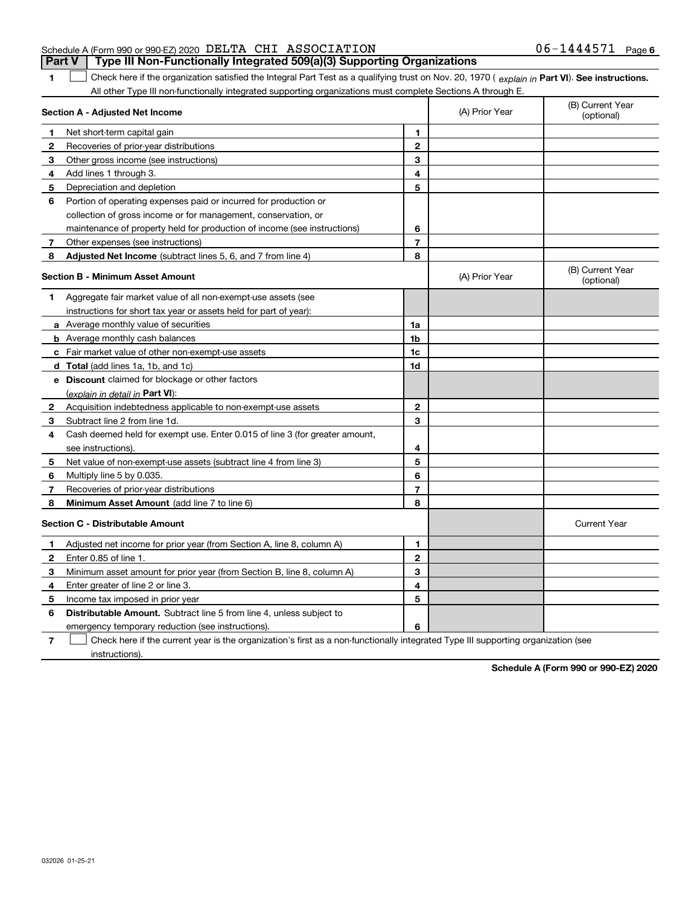Schedule A (Form 990 or 990-EZ) 2020 DELTA CHI ASSOCIATION 06-1444571 Page 6

**Part V | Type III Non-Functionally Integrated 509(a)(3) Supporting Organizations**

**1** ☐ Check here if the organization satisfied the Integral Part Test as a qualifying trust on Nov. 20, 1970 ( *explain in* **Part VI**). **See instructions.** All other Type III non-functionally integrated supporting organizations must complete Sections A through E.

| **Section A - Adjusted Net Income** | | | (A) Prior Year | (B) Current Year (optional) |
|---|---|---|---|---|
| **1** | Net short-term capital gain | **1** | | |
| **2** | Recoveries of prior-year distributions | **2** | | |
| **3** | Other gross income (see instructions) | **3** | | |
| **4** | Add lines 1 through 3. | **4** | | |
| **5** | Depreciation and depletion | **5** | | |
| **6** | Portion of operating expenses paid or incurred for production or collection of gross income or for management, conservation, or maintenance of property held for production of income (see instructions) | **6** | | |
| **7** | Other expenses (see instructions) | **7** | | |
| **8** | **Adjusted Net Income** (subtract lines 5, 6, and 7 from line 4) | **8** | | |

| **Section B - Minimum Asset Amount** | | | (A) Prior Year | (B) Current Year (optional) |
|---|---|---|---|---|
| **1** | Aggregate fair market value of all non-exempt-use assets (see instructions for short tax year or assets held for part of year): | | | |
| **a** | Average monthly value of securities | **1a** | | |
| **b** | Average monthly cash balances | **1b** | | |
| **c** | Fair market value of other non-exempt-use assets | **1c** | | |
| **d** | **Total** (add lines 1a, 1b, and 1c) | **1d** | | |
| **e** | **Discount** claimed for blockage or other factors (*explain in detail in* **Part VI**): | | | |
| **2** | Acquisition indebtedness applicable to non-exempt-use assets | **2** | | |
| **3** | Subtract line 2 from line 1d. | **3** | | |
| **4** | Cash deemed held for exempt use. Enter 0.015 of line 3 (for greater amount, see instructions). | **4** | | |
| **5** | Net value of non-exempt-use assets (subtract line 4 from line 3) | **5** | | |
| **6** | Multiply line 5 by 0.035. | **6** | | |
| **7** | Recoveries of prior-year distributions | **7** | | |
| **8** | **Minimum Asset Amount** (add line 7 to line 6) | **8** | | |

| **Section C - Distributable Amount** | | | | Current Year |
|---|---|---|---|---|
| **1** | Adjusted net income for prior year (from Section A, line 8, column A) | **1** | | |
| **2** | Enter 0.85 of line 1. | **2** | | |
| **3** | Minimum asset amount for prior year (from Section B, line 8, column A) | **3** | | |
| **4** | Enter greater of line 2 or line 3. | **4** | | |
| **5** | Income tax imposed in prior year | **5** | | |
| **6** | **Distributable Amount.** Subtract line 5 from line 4, unless subject to emergency temporary reduction (see instructions). | **6** | | |

**7** ☐ Check here if the current year is the organization's first as a non-functionally integrated Type III supporting organization (see instructions).

**Schedule A (Form 990 or 990-EZ) 2020**

032026 01-25-21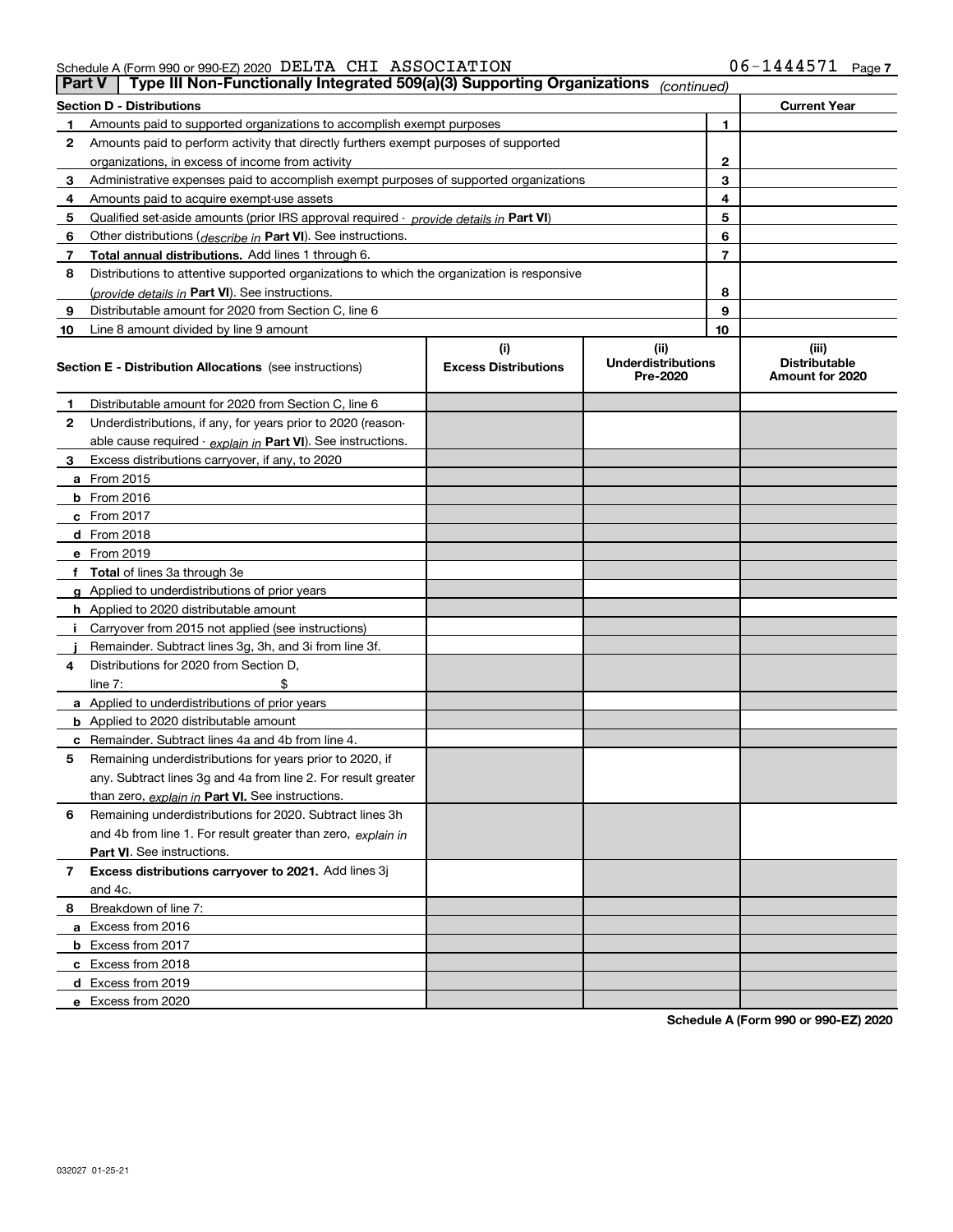Schedule A (Form 990 or 990-EZ) 2020 DELTA CHI ASSOCIATION 06-1444571

## Part V | Type III Non-Functionally Integrated 509(a)(3) Supporting Organizations *(continued)*

| Section D - Distributions | | Current Year |
|---|---|---|
| 1 Amounts paid to supported organizations to accomplish exempt purposes | 1 | |
| 2 Amounts paid to perform activity that directly furthers exempt purposes of supported organizations, in excess of income from activity | 2 | |
| 3 Administrative expenses paid to accomplish exempt purposes of supported organizations | 3 | |
| 4 Amounts paid to acquire exempt-use assets | 4 | |
| 5 Qualified set-aside amounts (prior IRS approval required - *provide details in* **Part VI**) | 5 | |
| 6 Other distributions (*describe in* **Part VI**). See instructions. | 6 | |
| 7 **Total annual distributions.** Add lines 1 through 6. | 7 | |
| 8 Distributions to attentive supported organizations to which the organization is responsive (*provide details in* **Part VI**). See instructions. | 8 | |
| 9 Distributable amount for 2020 from Section C, line 6 | 9 | |
| 10 Line 8 amount divided by line 9 amount | 10 | |

| **Section E - Distribution Allocations** (see instructions) | (i) Excess Distributions | (ii) Underdistributions Pre-2020 | (iii) Distributable Amount for 2020 |
|---|---|---|---|
| 1 Distributable amount for 2020 from Section C, line 6 | | | |
| 2 Underdistributions, if any, for years prior to 2020 (reasonable cause required - *explain in* **Part VI**). See instructions. | | | |
| 3 Excess distributions carryover, if any, to 2020 | | | |
| a From 2015 | | | |
| b From 2016 | | | |
| c From 2017 | | | |
| d From 2018 | | | |
| e From 2019 | | | |
| f **Total** of lines 3a through 3e | | | |
| g Applied to underdistributions of prior years | | | |
| h Applied to 2020 distributable amount | | | |
| i Carryover from 2015 not applied (see instructions) | | | |
| j Remainder. Subtract lines 3g, 3h, and 3i from line 3f. | | | |
| 4 Distributions for 2020 from Section D, line 7: $ | | | |
| a Applied to underdistributions of prior years | | | |
| b Applied to 2020 distributable amount | | | |
| c Remainder. Subtract lines 4a and 4b from line 4. | | | |
| 5 Remaining underdistributions for years prior to 2020, if any. Subtract lines 3g and 4a from line 2. For result greater than zero, *explain in* **Part VI.** See instructions. | | | |
| 6 Remaining underdistributions for 2020. Subtract lines 3h and 4b from line 1. For result greater than zero, *explain in* **Part VI**. See instructions. | | | |
| 7 **Excess distributions carryover to 2021.** Add lines 3j and 4c. | | | |
| 8 Breakdown of line 7: | | | |
| a Excess from 2016 | | | |
| b Excess from 2017 | | | |
| c Excess from 2018 | | | |
| d Excess from 2019 | | | |
| e Excess from 2020 | | | |

**Schedule A (Form 990 or 990-EZ) 2020**

032027 01-25-21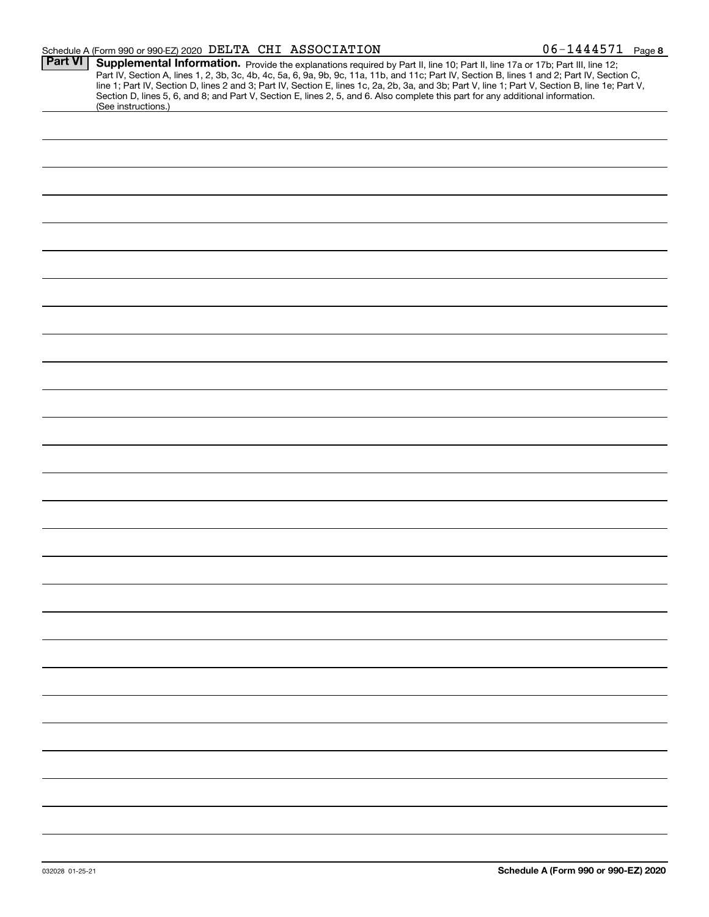Schedule A (Form 990 or 990-EZ) 2020 DELTA CHI ASSOCIATION 06-1444571 Page 8

**Part VI** **Supplemental Information.** Provide the explanations required by Part II, line 10; Part II, line 17a or 17b; Part III, line 12; Part IV, Section A, lines 1, 2, 3b, 3c, 4b, 4c, 5a, 6, 9a, 9b, 9c, 11a, 11b, and 11c; Part IV, Section B, lines 1 and 2; Part IV, Section C, line 1; Part IV, Section D, lines 2 and 3; Part IV, Section E, lines 1c, 2a, 2b, 3a, and 3b; Part V, line 1; Part V, Section B, line 1e; Part V, Section D, lines 5, 6, and 8; and Part V, Section E, lines 2, 5, and 6. Also complete this part for any additional information. (See instructions.)

032028 01-25-21

**Schedule A (Form 990 or 990-EZ) 2020**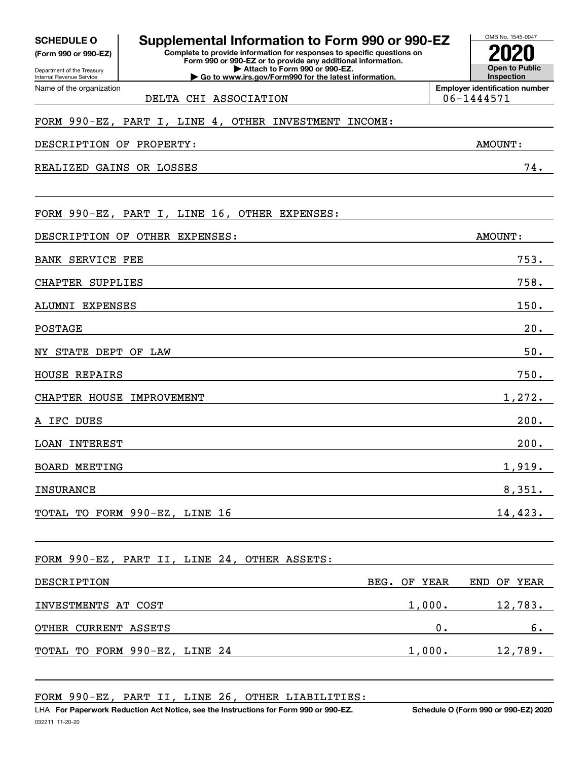**SCHEDULE O**
**(Form 990 or 990-EZ)**

Department of the Treasury
Internal Revenue Service

# Supplemental Information to Form 990 or 990-EZ

**Complete to provide information for responses to specific questions on Form 990 or 990-EZ or to provide any additional information.**
**▶ Attach to Form 990 or 990-EZ.**
**▶ Go to www.irs.gov/Form990 for the latest information.**

OMB No. 1545-0047
**2020**
**Open to Public Inspection**

Name of the organization: DELTA CHI ASSOCIATION

**Employer identification number:** 06-1444571

FORM 990-EZ, PART I, LINE 4, OTHER INVESTMENT INCOME:

| DESCRIPTION OF PROPERTY: | AMOUNT: |
|---|---|
| REALIZED GAINS OR LOSSES | 74. |

FORM 990-EZ, PART I, LINE 16, OTHER EXPENSES:

| DESCRIPTION OF OTHER EXPENSES: | AMOUNT: |
|---|---|
| BANK SERVICE FEE | 753. |
| CHAPTER SUPPLIES | 758. |
| ALUMNI EXPENSES | 150. |
| POSTAGE | 20. |
| NY STATE DEPT OF LAW | 50. |
| HOUSE REPAIRS | 750. |
| CHAPTER HOUSE IMPROVEMENT | 1,272. |
| A IFC DUES | 200. |
| LOAN INTEREST | 200. |
| BOARD MEETING | 1,919. |
| INSURANCE | 8,351. |
| TOTAL TO FORM 990-EZ, LINE 16 | 14,423. |

FORM 990-EZ, PART II, LINE 24, OTHER ASSETS:

| DESCRIPTION | BEG. OF YEAR | END OF YEAR |
|---|---|---|
| INVESTMENTS AT COST | 1,000. | 12,783. |
| OTHER CURRENT ASSETS | 0. | 6. |
| TOTAL TO FORM 990-EZ, LINE 24 | 1,000. | 12,789. |

FORM 990-EZ, PART II, LINE 26, OTHER LIABILITIES:

LHA **For Paperwork Reduction Act Notice, see the Instructions for Form 990 or 990-EZ.** **Schedule O (Form 990 or 990-EZ) 2020**

032211 11-20-20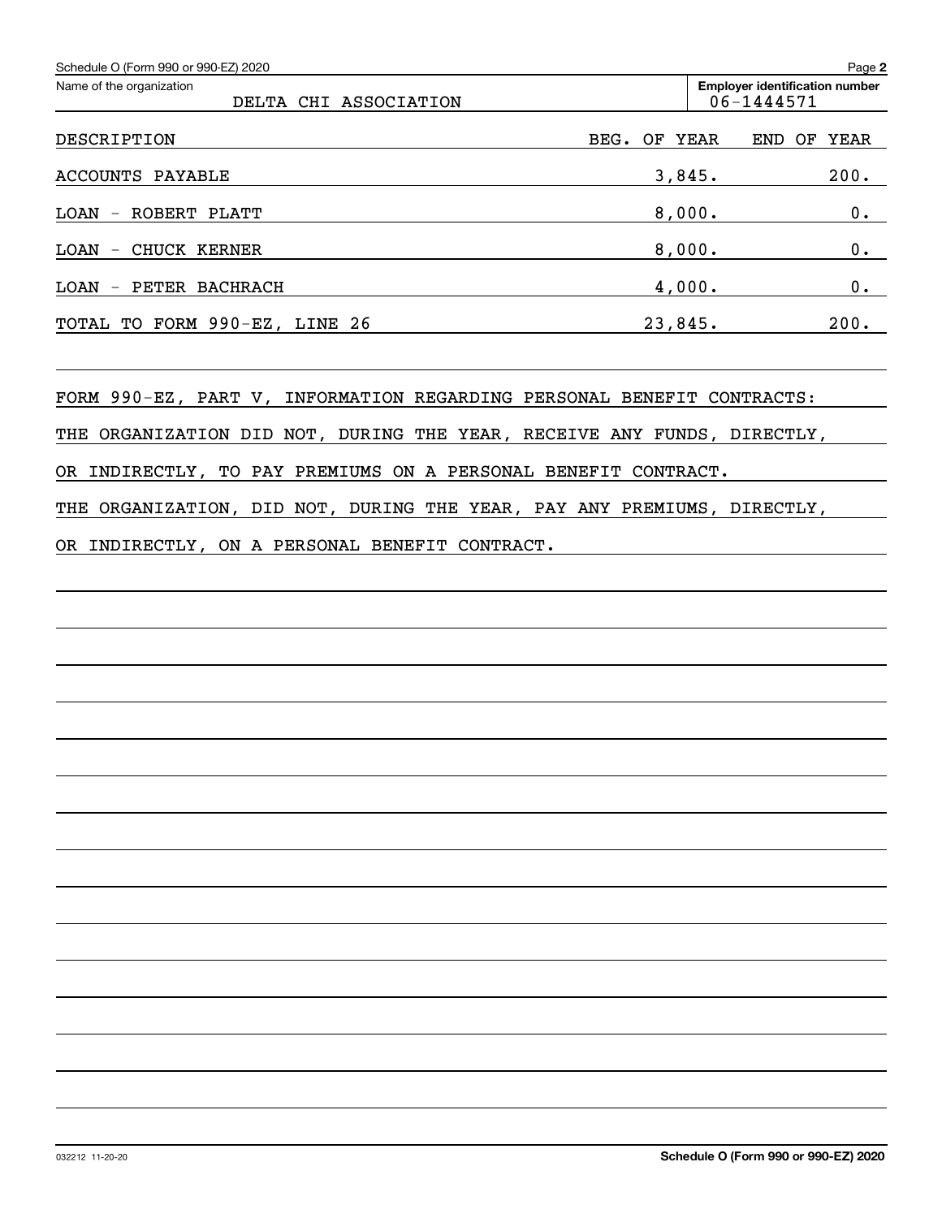Schedule O (Form 990 or 990-EZ) 2020

Name of the organization: DELTA CHI ASSOCIATION

Employer identification number: 06-1444571

| DESCRIPTION | BEG. OF YEAR | END OF YEAR |
| --- | --- | --- |
| ACCOUNTS PAYABLE | 3,845. | 200. |
| LOAN - ROBERT PLATT | 8,000. | 0. |
| LOAN - CHUCK KERNER | 8,000. | 0. |
| LOAN - PETER BACHRACH | 4,000. | 0. |
| TOTAL TO FORM 990-EZ, LINE 26 | 23,845. | 200. |

FORM 990-EZ, PART V, INFORMATION REGARDING PERSONAL BENEFIT CONTRACTS:

THE ORGANIZATION DID NOT, DURING THE YEAR, RECEIVE ANY FUNDS, DIRECTLY, OR INDIRECTLY, TO PAY PREMIUMS ON A PERSONAL BENEFIT CONTRACT.

THE ORGANIZATION, DID NOT, DURING THE YEAR, PAY ANY PREMIUMS, DIRECTLY, OR INDIRECTLY, ON A PERSONAL BENEFIT CONTRACT.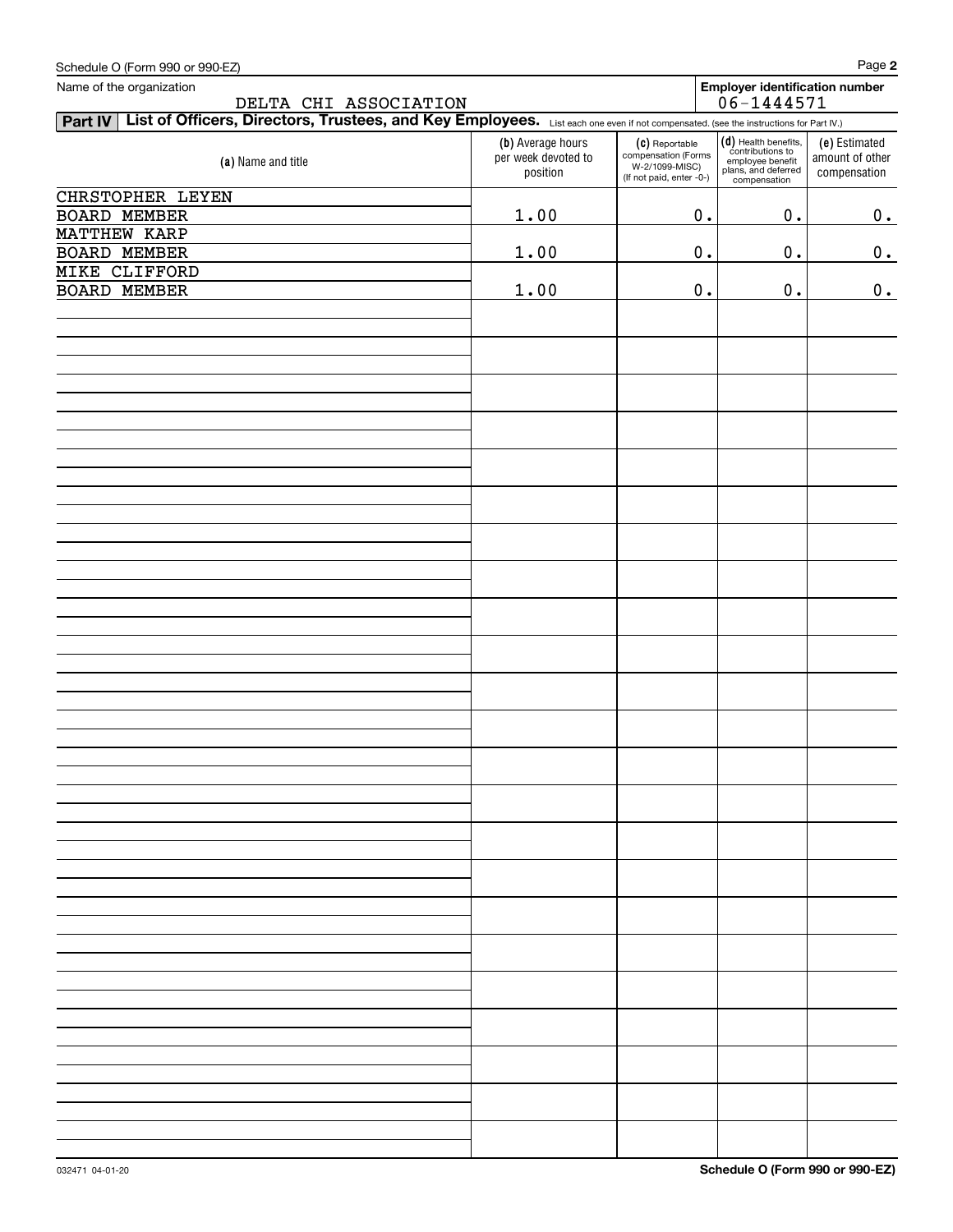Schedule O (Form 990 or 990-EZ)

Name of the organization: DELTA CHI ASSOCIATION

**Employer identification number** 06-1444571

## Part IV List of Officers, Directors, Trustees, and Key Employees.

List each one even if not compensated. (see the instructions for Part IV.)

| (a) Name and title | (b) Average hours per week devoted to position | (c) Reportable compensation (Forms W-2/1099-MISC) (If not paid, enter -0-) | (d) Health benefits, contributions to employee benefit plans, and deferred compensation | (e) Estimated amount of other compensation |
|---|---|---|---|---|
| CHRSTOPHER LEYEN<br>BOARD MEMBER | 1.00 | 0. | 0. | 0. |
| MATTHEW KARP<br>BOARD MEMBER | 1.00 | 0. | 0. | 0. |
| MIKE CLIFFORD<br>BOARD MEMBER | 1.00 | 0. | 0. | 0. |

032471 04-01-20

**Schedule O (Form 990 or 990-EZ)**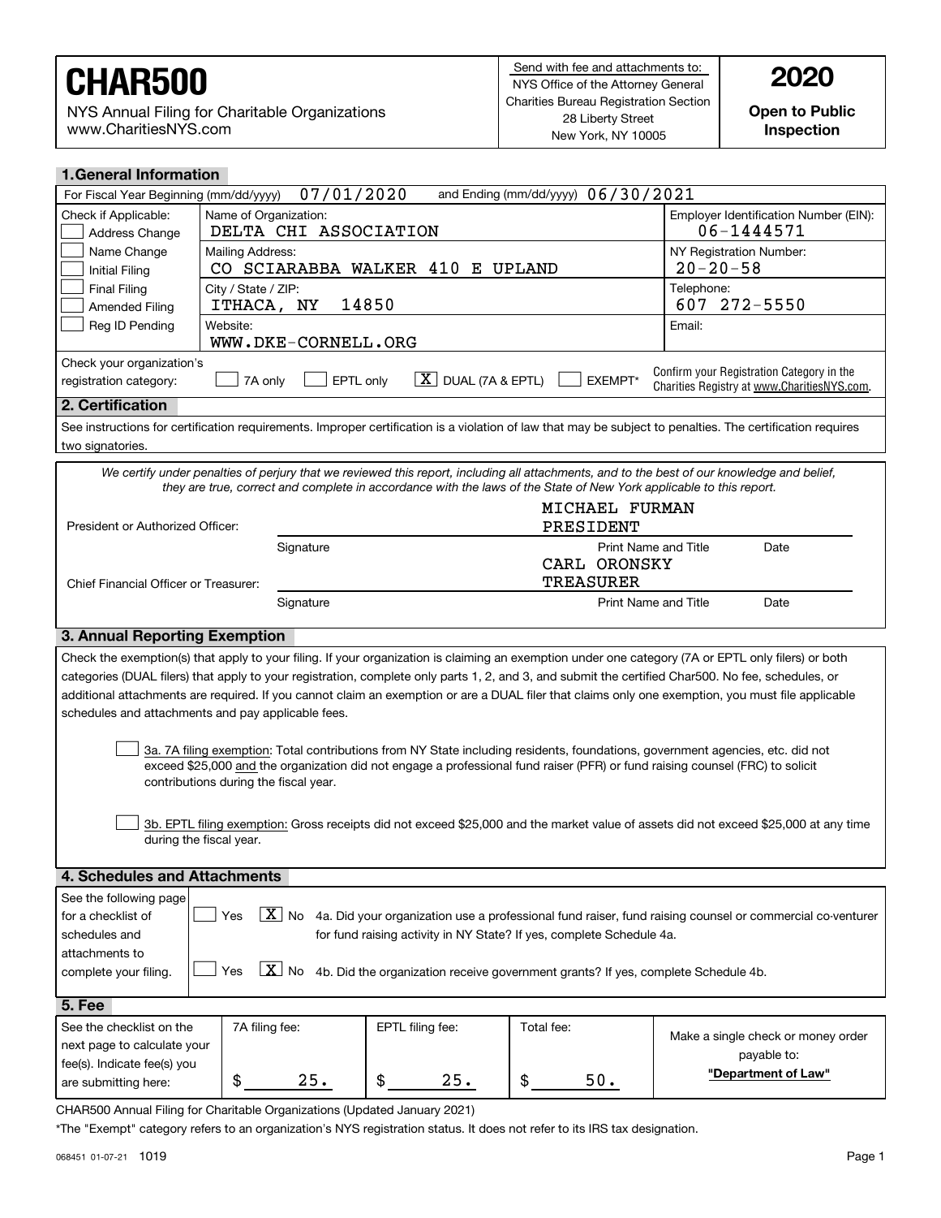# CHAR500

NYS Annual Filing for Charitable Organizations
www.CharitiesNYS.com

Send with fee and attachments to:
NYS Office of the Attorney General
Charities Bureau Registration Section
28 Liberty Street
New York, NY 10005

**2020**

**Open to Public Inspection**

## 1. General Information

For Fiscal Year Beginning (mm/dd/yyyy) 07/01/2020 and Ending (mm/dd/yyyy) 06/30/2021

| Check if Applicable: | | |
|---|---|---|
| ☐ Address Change<br>☐ Name Change<br>☐ Initial Filing<br>☐ Final Filing<br>☐ Amended Filing<br>☐ Reg ID Pending | Name of Organization: DELTA CHI ASSOCIATION | Employer Identification Number (EIN): 06-1444571 |
| | Mailing Address: CO SCIARABBA WALKER 410 E UPLAND | NY Registration Number: 20-20-58 |
| | City / State / ZIP: ITHACA, NY 14850 | Telephone: 607 272-5550 |
| | Website: WWW.DKE-CORNELL.ORG | Email: |

Check your organization's registration category: ☐ 7A only ☐ EPTL only ☒ DUAL (7A & EPTL) ☐ EXEMPT*

Confirm your Registration Category in the Charities Registry at www.CharitiesNYS.com.

## 2. Certification

See instructions for certification requirements. Improper certification is a violation of law that may be subject to penalties. The certification requires two signatories.

*We certify under penalties of perjury that we reviewed this report, including all attachments, and to the best of our knowledge and belief, they are true, correct and complete in accordance with the laws of the State of New York applicable to this report.*

| | Signature | Print Name and Title | Date |
|---|---|---|---|
| President or Authorized Officer: | | MICHAEL FURMAN<br>PRESIDENT | |
| Chief Financial Officer or Treasurer: | | CARL ORONSKY<br>TREASURER | |

## 3. Annual Reporting Exemption

Check the exemption(s) that apply to your filing. If your organization is claiming an exemption under one category (7A or EPTL only filers) or both categories (DUAL filers) that apply to your registration, complete only parts 1, 2, and 3, and submit the certified Char500. No fee, schedules, or additional attachments are required. If you cannot claim an exemption or are a DUAL filer that claims only one exemption, you must file applicable schedules and attachments and pay applicable fees.

☐ 3a. 7A filing exemption: Total contributions from NY State including residents, foundations, government agencies, etc. did not exceed $25,000 and the organization did not engage a professional fund raiser (PFR) or fund raising counsel (FRC) to solicit contributions during the fiscal year.

☐ 3b. EPTL filing exemption: Gross receipts did not exceed $25,000 and the market value of assets did not exceed $25,000 at any time during the fiscal year.

## 4. Schedules and Attachments

See the following page for a checklist of schedules and attachments to complete your filing.

☐ Yes ☒ No 4a. Did your organization use a professional fund raiser, fund raising counsel or commercial co-venturer for fund raising activity in NY State? If yes, complete Schedule 4a.

☐ Yes ☒ No 4b. Did the organization receive government grants? If yes, complete Schedule 4b.

## 5. Fee

| See the checklist on the next page to calculate your fee(s). Indicate fee(s) you are submitting here: | 7A filing fee: | EPTL filing fee: | Total fee: | Make a single check or money order payable to: |
|---|---|---|---|---|
| | $ 25. | $ 25. | $ 50. | **"Department of Law"** |

CHAR500 Annual Filing for Charitable Organizations (Updated January 2021)

*The "Exempt" category refers to an organization's NYS registration status. It does not refer to its IRS tax designation.

068451 01-07-21 1019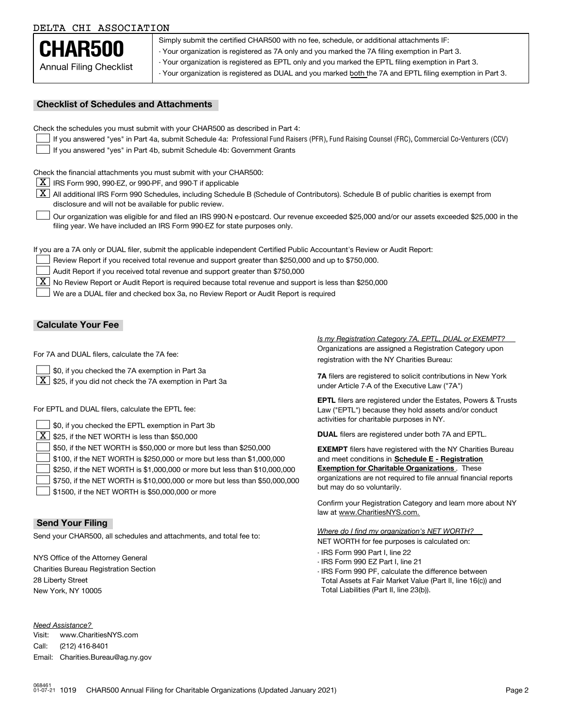DELTA CHI ASSOCIATION

# CHAR500

Annual Filing Checklist

Simply submit the certified CHAR500 with no fee, schedule, or additional attachments IF:
- Your organization is registered as 7A only and you marked the 7A filing exemption in Part 3.
- Your organization is registered as EPTL only and you marked the EPTL filing exemption in Part 3.
- Your organization is registered as DUAL and you marked both the 7A and EPTL filing exemption in Part 3.

## Checklist of Schedules and Attachments

Check the schedules you must submit with your CHAR500 as described in Part 4:

- [ ] If you answered "yes" in Part 4a, submit Schedule 4a: Professional Fund Raisers (PFR), Fund Raising Counsel (FRC), Commercial Co-Venturers (CCV)
- [ ] If you answered "yes" in Part 4b, submit Schedule 4b: Government Grants

Check the financial attachments you must submit with your CHAR500:

- [X] IRS Form 990, 990-EZ, or 990-PF, and 990-T if applicable
- [X] All additional IRS Form 990 Schedules, including Schedule B (Schedule of Contributors). Schedule B of public charities is exempt from disclosure and will not be available for public review.
- [ ] Our organization was eligible for and filed an IRS 990-N e-postcard. Our revenue exceeded $25,000 and/or our assets exceeded $25,000 in the filing year. We have included an IRS Form 990-EZ for state purposes only.

If you are a 7A only or DUAL filer, submit the applicable independent Certified Public Accountant's Review or Audit Report:

- [ ] Review Report if you received total revenue and support greater than $250,000 and up to $750,000.
- [ ] Audit Report if you received total revenue and support greater than $750,000
- [X] No Review Report or Audit Report is required because total revenue and support is less than $250,000
- [ ] We are a DUAL filer and checked box 3a, no Review Report or Audit Report is required

## Calculate Your Fee

For 7A and DUAL filers, calculate the 7A fee:

- [ ] $0, if you checked the 7A exemption in Part 3a
- [X] $25, if you did not check the 7A exemption in Part 3a

For EPTL and DUAL filers, calculate the EPTL fee:

- [ ] $0, if you checked the EPTL exemption in Part 3b
- [X] $25, if the NET WORTH is less than $50,000
- [ ] $50, if the NET WORTH is $50,000 or more but less than $250,000
- [ ] $100, if the NET WORTH is $250,000 or more but less than $1,000,000
- [ ] $250, if the NET WORTH is $1,000,000 or more but less than $10,000,000
- [ ] $750, if the NET WORTH is $10,000,000 or more but less than $50,000,000
- [ ] $1500, if the NET WORTH is $50,000,000 or more

*Is my Registration Category 7A, EPTL, DUAL or EXEMPT?*

Organizations are assigned a Registration Category upon registration with the NY Charities Bureau:

**7A** filers are registered to solicit contributions in New York under Article 7-A of the Executive Law ("7A")

**EPTL** filers are registered under the Estates, Powers & Trusts Law ("EPTL") because they hold assets and/or conduct activities for charitable purposes in NY.

**DUAL** filers are registered under both 7A and EPTL.

**EXEMPT** filers have registered with the NY Charities Bureau and meet conditions in **Schedule E - Registration Exemption for Charitable Organizations**. These organizations are not required to file annual financial reports but may do so voluntarily.

Confirm your Registration Category and learn more about NY law at www.CharitiesNYS.com.

*Where do I find my organization's NET WORTH?*

NET WORTH for fee purposes is calculated on:
- IRS Form 990 Part I, line 22
- IRS Form 990 EZ Part I, line 21
- IRS Form 990 PF, calculate the difference between Total Assets at Fair Market Value (Part II, line 16(c)) and Total Liabilities (Part II, line 23(b)).

## Send Your Filing

Send your CHAR500, all schedules and attachments, and total fee to:

NYS Office of the Attorney General
Charities Bureau Registration Section
28 Liberty Street
New York, NY 10005

*Need Assistance?*

Visit: www.CharitiesNYS.com
Call: (212) 416-8401
Email: Charities.Bureau@ag.ny.gov

068461 01-07-21 1019 CHAR500 Annual Filing for Charitable Organizations (Updated January 2021)